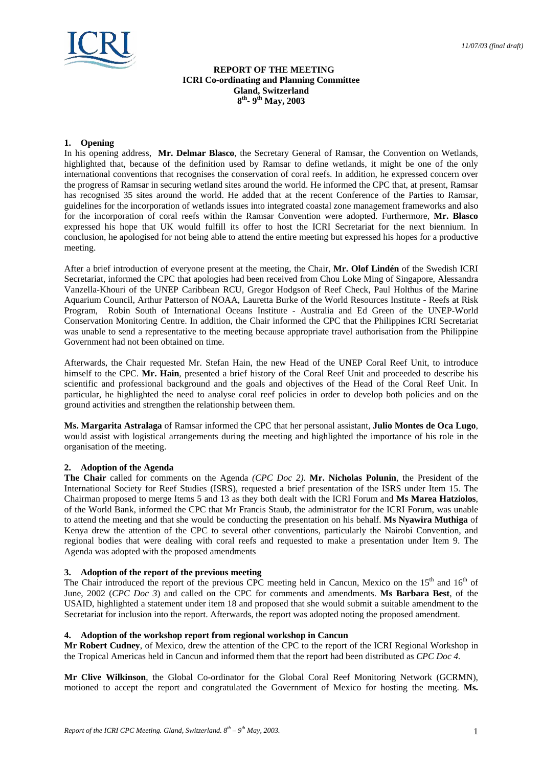*11/07/03 (final draft)*

**REPORT OF THE MEETING**
**ICRI Co-ordinating and Planning Committee**
**Gland, Switzerland**
**8th- 9th May, 2003**

## 1. Opening

In his opening address, **Mr. Delmar Blasco**, the Secretary General of Ramsar, the Convention on Wetlands, highlighted that, because of the definition used by Ramsar to define wetlands, it might be one of the only international conventions that recognises the conservation of coral reefs. In addition, he expressed concern over the progress of Ramsar in securing wetland sites around the world. He informed the CPC that, at present, Ramsar has recognised 35 sites around the world. He added that at the recent Conference of the Parties to Ramsar, guidelines for the incorporation of wetlands issues into integrated coastal zone management frameworks and also for the incorporation of coral reefs within the Ramsar Convention were adopted. Furthermore, **Mr. Blasco** expressed his hope that UK would fulfill its offer to host the ICRI Secretariat for the next biennium. In conclusion, he apologised for not being able to attend the entire meeting but expressed his hopes for a productive meeting.

After a brief introduction of everyone present at the meeting, the Chair, **Mr. Olof Lindén** of the Swedish ICRI Secretariat, informed the CPC that apologies had been received from Chou Loke Ming of Singapore, Alessandra Vanzella-Khouri of the UNEP Caribbean RCU, Gregor Hodgson of Reef Check, Paul Holthus of the Marine Aquarium Council, Arthur Patterson of NOAA, Lauretta Burke of the World Resources Institute - Reefs at Risk Program, Robin South of International Oceans Institute - Australia and Ed Green of the UNEP-World Conservation Monitoring Centre. In addition, the Chair informed the CPC that the Philippines ICRI Secretariat was unable to send a representative to the meeting because appropriate travel authorisation from the Philippine Government had not been obtained on time.

Afterwards, the Chair requested Mr. Stefan Hain, the new Head of the UNEP Coral Reef Unit, to introduce himself to the CPC. **Mr. Hain**, presented a brief history of the Coral Reef Unit and proceeded to describe his scientific and professional background and the goals and objectives of the Head of the Coral Reef Unit. In particular, he highlighted the need to analyse coral reef policies in order to develop both policies and on the ground activities and strengthen the relationship between them.

**Ms. Margarita Astralaga** of Ramsar informed the CPC that her personal assistant, **Julio Montes de Oca Lugo**, would assist with logistical arrangements during the meeting and highlighted the importance of his role in the organisation of the meeting.

## 2. Adoption of the Agenda

**The Chair** called for comments on the Agenda *(CPC Doc 2).* **Mr. Nicholas Polunin**, the President of the International Society for Reef Studies (ISRS), requested a brief presentation of the ISRS under Item 15. The Chairman proposed to merge Items 5 and 13 as they both dealt with the ICRI Forum and **Ms Marea Hatziolos**, of the World Bank, informed the CPC that Mr Francis Staub, the administrator for the ICRI Forum, was unable to attend the meeting and that she would be conducting the presentation on his behalf. **Ms Nyawira Muthiga** of Kenya drew the attention of the CPC to several other conventions, particularly the Nairobi Convention, and regional bodies that were dealing with coral reefs and requested to make a presentation under Item 9. The Agenda was adopted with the proposed amendments

## 3. Adoption of the report of the previous meeting

The Chair introduced the report of the previous CPC meeting held in Cancun, Mexico on the 15th and 16th of June, 2002 (*CPC Doc 3*) and called on the CPC for comments and amendments. **Ms Barbara Best**, of the USAID, highlighted a statement under item 18 and proposed that she would submit a suitable amendment to the Secretariat for inclusion into the report. Afterwards, the report was adopted noting the proposed amendment.

## 4. Adoption of the workshop report from regional workshop in Cancun

**Mr Robert Cudney**, of Mexico, drew the attention of the CPC to the report of the ICRI Regional Workshop in the Tropical Americas held in Cancun and informed them that the report had been distributed as *CPC Doc 4.*

**Mr Clive Wilkinson**, the Global Co-ordinator for the Global Coral Reef Monitoring Network (GCRMN), motioned to accept the report and congratulated the Government of Mexico for hosting the meeting. **Ms.**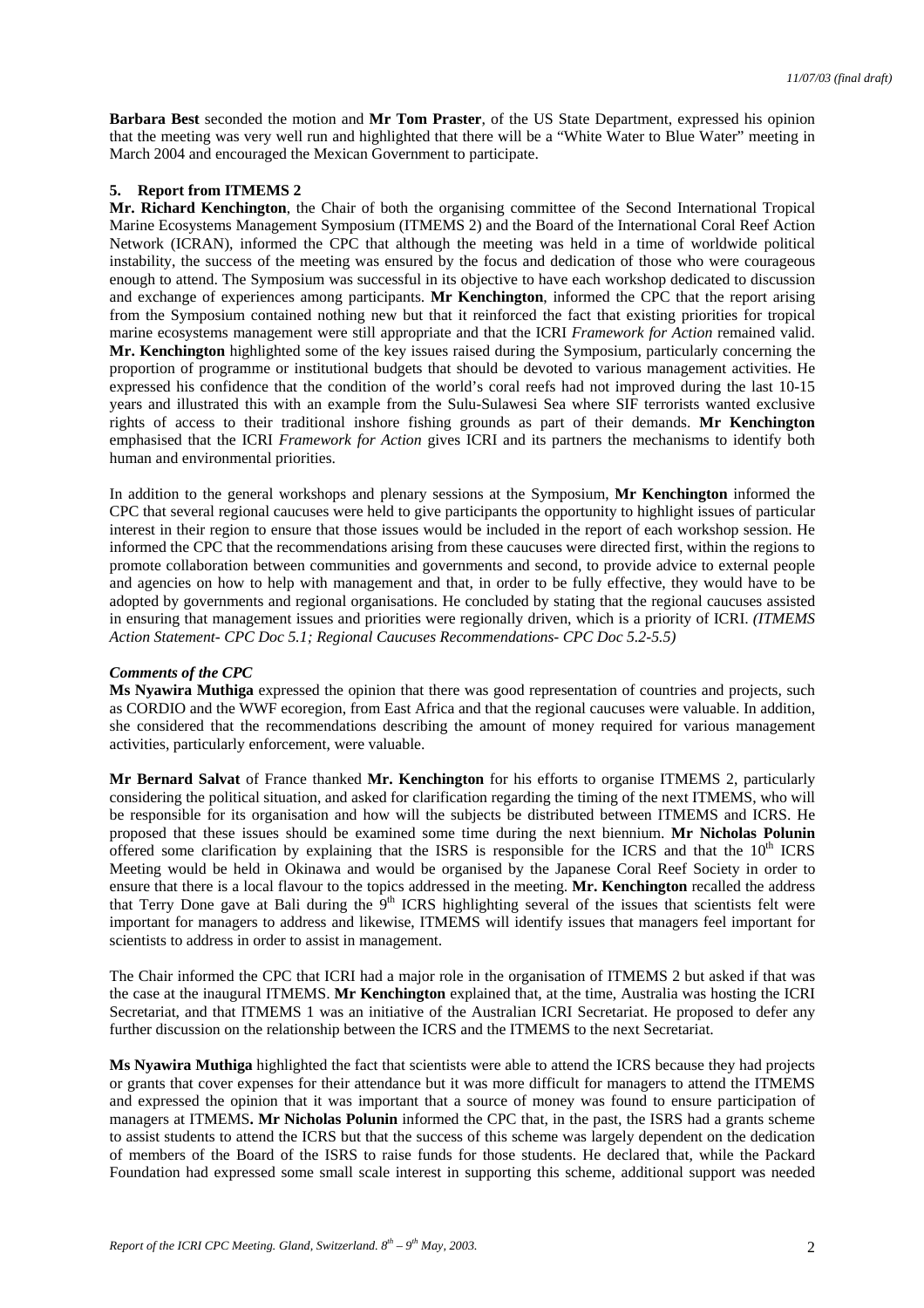**Barbara Best** seconded the motion and **Mr Tom Praster**, of the US State Department, expressed his opinion that the meeting was very well run and highlighted that there will be a "White Water to Blue Water" meeting in March 2004 and encouraged the Mexican Government to participate.

### 5. Report from ITMEMS 2

**Mr. Richard Kenchington**, the Chair of both the organising committee of the Second International Tropical Marine Ecosystems Management Symposium (ITMEMS 2) and the Board of the International Coral Reef Action Network (ICRAN), informed the CPC that although the meeting was held in a time of worldwide political instability, the success of the meeting was ensured by the focus and dedication of those who were courageous enough to attend. The Symposium was successful in its objective to have each workshop dedicated to discussion and exchange of experiences among participants. **Mr Kenchington**, informed the CPC that the report arising from the Symposium contained nothing new but that it reinforced the fact that existing priorities for tropical marine ecosystems management were still appropriate and that the ICRI *Framework for Action* remained valid. **Mr. Kenchington** highlighted some of the key issues raised during the Symposium, particularly concerning the proportion of programme or institutional budgets that should be devoted to various management activities. He expressed his confidence that the condition of the world's coral reefs had not improved during the last 10-15 years and illustrated this with an example from the Sulu-Sulawesi Sea where SIF terrorists wanted exclusive rights of access to their traditional inshore fishing grounds as part of their demands. **Mr Kenchington** emphasised that the ICRI *Framework for Action* gives ICRI and its partners the mechanisms to identify both human and environmental priorities.

In addition to the general workshops and plenary sessions at the Symposium, **Mr Kenchington** informed the CPC that several regional caucuses were held to give participants the opportunity to highlight issues of particular interest in their region to ensure that those issues would be included in the report of each workshop session. He informed the CPC that the recommendations arising from these caucuses were directed first, within the regions to promote collaboration between communities and governments and second, to provide advice to external people and agencies on how to help with management and that, in order to be fully effective, they would have to be adopted by governments and regional organisations. He concluded by stating that the regional caucuses assisted in ensuring that management issues and priorities were regionally driven, which is a priority of ICRI. *(ITMEMS Action Statement- CPC Doc 5.1; Regional Caucuses Recommendations- CPC Doc 5.2-5.5)*

***Comments of the CPC***

**Ms Nyawira Muthiga** expressed the opinion that there was good representation of countries and projects, such as CORDIO and the WWF ecoregion, from East Africa and that the regional caucuses were valuable. In addition, she considered that the recommendations describing the amount of money required for various management activities, particularly enforcement, were valuable.

**Mr Bernard Salvat** of France thanked **Mr. Kenchington** for his efforts to organise ITMEMS 2, particularly considering the political situation, and asked for clarification regarding the timing of the next ITMEMS, who will be responsible for its organisation and how will the subjects be distributed between ITMEMS and ICRS. He proposed that these issues should be examined some time during the next biennium. **Mr Nicholas Polunin** offered some clarification by explaining that the ISRS is responsible for the ICRS and that the 10th ICRS Meeting would be held in Okinawa and would be organised by the Japanese Coral Reef Society in order to ensure that there is a local flavour to the topics addressed in the meeting. **Mr. Kenchington** recalled the address that Terry Done gave at Bali during the 9th ICRS highlighting several of the issues that scientists felt were important for managers to address and likewise, ITMEMS will identify issues that managers feel important for scientists to address in order to assist in management.

The Chair informed the CPC that ICRI had a major role in the organisation of ITMEMS 2 but asked if that was the case at the inaugural ITMEMS. **Mr Kenchington** explained that, at the time, Australia was hosting the ICRI Secretariat, and that ITMEMS 1 was an initiative of the Australian ICRI Secretariat. He proposed to defer any further discussion on the relationship between the ICRS and the ITMEMS to the next Secretariat.

**Ms Nyawira Muthiga** highlighted the fact that scientists were able to attend the ICRS because they had projects or grants that cover expenses for their attendance but it was more difficult for managers to attend the ITMEMS and expressed the opinion that it was important that a source of money was found to ensure participation of managers at ITMEMS**. Mr Nicholas Polunin** informed the CPC that, in the past, the ISRS had a grants scheme to assist students to attend the ICRS but that the success of this scheme was largely dependent on the dedication of members of the Board of the ISRS to raise funds for those students. He declared that, while the Packard Foundation had expressed some small scale interest in supporting this scheme, additional support was needed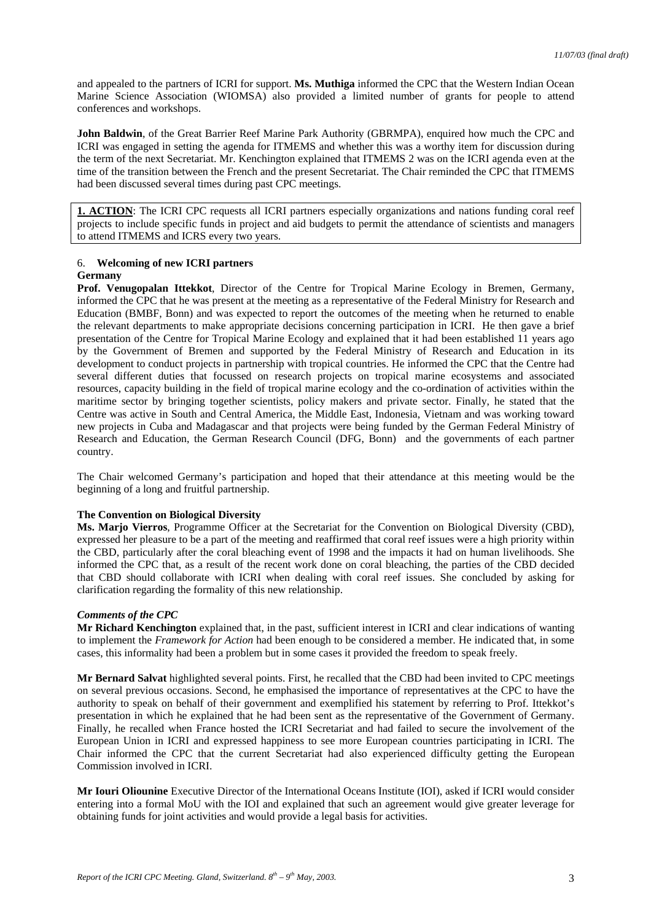and appealed to the partners of ICRI for support. **Ms. Muthiga** informed the CPC that the Western Indian Ocean Marine Science Association (WIOMSA) also provided a limited number of grants for people to attend conferences and workshops.

**John Baldwin**, of the Great Barrier Reef Marine Park Authority (GBRMPA), enquired how much the CPC and ICRI was engaged in setting the agenda for ITMEMS and whether this was a worthy item for discussion during the term of the next Secretariat. Mr. Kenchington explained that ITMEMS 2 was on the ICRI agenda even at the time of the transition between the French and the present Secretariat. The Chair reminded the CPC that ITMEMS had been discussed several times during past CPC meetings.

> **1. ACTION**: The ICRI CPC requests all ICRI partners especially organizations and nations funding coral reef projects to include specific funds in project and aid budgets to permit the attendance of scientists and managers to attend ITMEMS and ICRS every two years.

## 6. **Welcoming of new ICRI partners**

### Germany

**Prof. Venugopalan Ittekkot**, Director of the Centre for Tropical Marine Ecology in Bremen, Germany, informed the CPC that he was present at the meeting as a representative of the Federal Ministry for Research and Education (BMBF, Bonn) and was expected to report the outcomes of the meeting when he returned to enable the relevant departments to make appropriate decisions concerning participation in ICRI. He then gave a brief presentation of the Centre for Tropical Marine Ecology and explained that it had been established 11 years ago by the Government of Bremen and supported by the Federal Ministry of Research and Education in its development to conduct projects in partnership with tropical countries. He informed the CPC that the Centre had several different duties that focussed on research projects on tropical marine ecosystems and associated resources, capacity building in the field of tropical marine ecology and the co-ordination of activities within the maritime sector by bringing together scientists, policy makers and private sector. Finally, he stated that the Centre was active in South and Central America, the Middle East, Indonesia, Vietnam and was working toward new projects in Cuba and Madagascar and that projects were being funded by the German Federal Ministry of Research and Education, the German Research Council (DFG, Bonn) and the governments of each partner country.

The Chair welcomed Germany's participation and hoped that their attendance at this meeting would be the beginning of a long and fruitful partnership.

### The Convention on Biological Diversity

**Ms. Marjo Vierros**, Programme Officer at the Secretariat for the Convention on Biological Diversity (CBD), expressed her pleasure to be a part of the meeting and reaffirmed that coral reef issues were a high priority within the CBD, particularly after the coral bleaching event of 1998 and the impacts it had on human livelihoods. She informed the CPC that, as a result of the recent work done on coral bleaching, the parties of the CBD decided that CBD should collaborate with ICRI when dealing with coral reef issues. She concluded by asking for clarification regarding the formality of this new relationship.

### *Comments of the CPC*

**Mr Richard Kenchington** explained that, in the past, sufficient interest in ICRI and clear indications of wanting to implement the *Framework for Action* had been enough to be considered a member. He indicated that, in some cases, this informality had been a problem but in some cases it provided the freedom to speak freely.

**Mr Bernard Salvat** highlighted several points. First, he recalled that the CBD had been invited to CPC meetings on several previous occasions. Second, he emphasised the importance of representatives at the CPC to have the authority to speak on behalf of their government and exemplified his statement by referring to Prof. Ittekkot's presentation in which he explained that he had been sent as the representative of the Government of Germany. Finally, he recalled when France hosted the ICRI Secretariat and had failed to secure the involvement of the European Union in ICRI and expressed happiness to see more European countries participating in ICRI. The Chair informed the CPC that the current Secretariat had also experienced difficulty getting the European Commission involved in ICRI.

**Mr Iouri Oliounine** Executive Director of the International Oceans Institute (IOI), asked if ICRI would consider entering into a formal MoU with the IOI and explained that such an agreement would give greater leverage for obtaining funds for joint activities and would provide a legal basis for activities.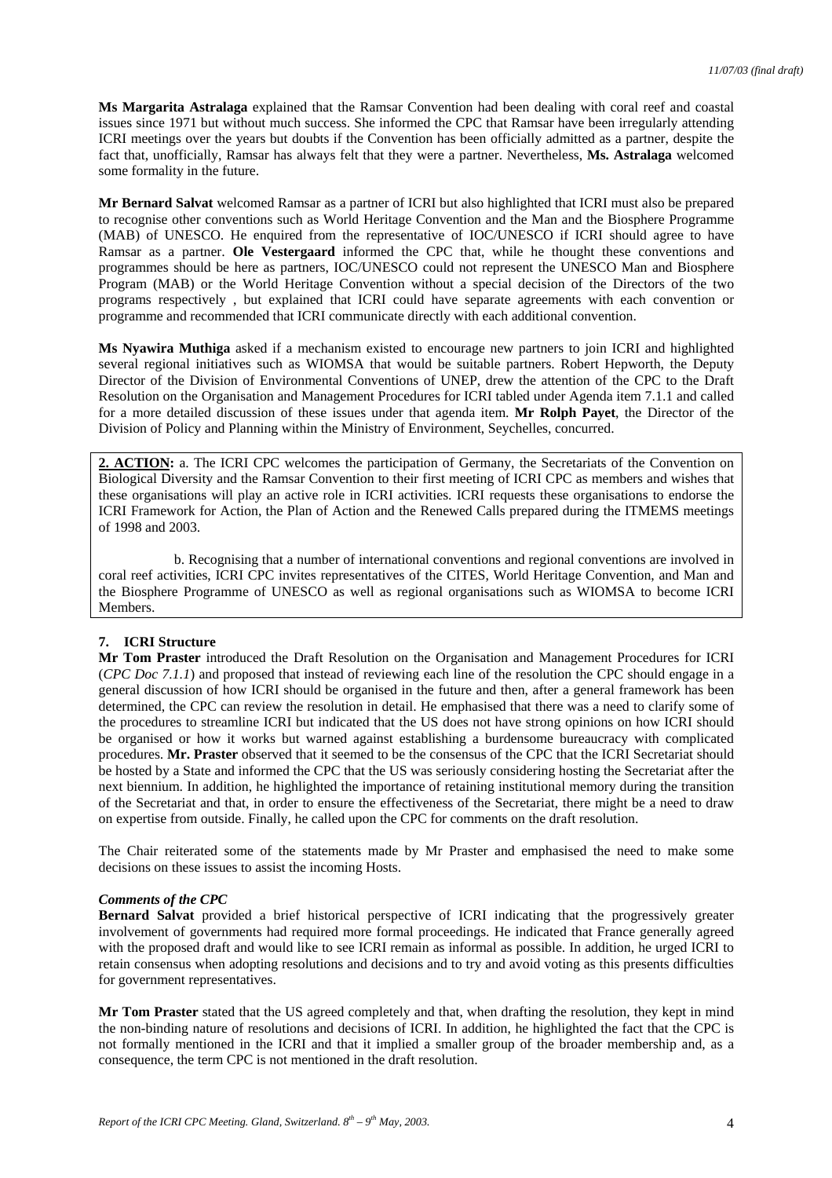**Ms Margarita Astralaga** explained that the Ramsar Convention had been dealing with coral reef and coastal issues since 1971 but without much success. She informed the CPC that Ramsar have been irregularly attending ICRI meetings over the years but doubts if the Convention has been officially admitted as a partner, despite the fact that, unofficially, Ramsar has always felt that they were a partner. Nevertheless, **Ms. Astralaga** welcomed some formality in the future.

**Mr Bernard Salvat** welcomed Ramsar as a partner of ICRI but also highlighted that ICRI must also be prepared to recognise other conventions such as World Heritage Convention and the Man and the Biosphere Programme (MAB) of UNESCO. He enquired from the representative of IOC/UNESCO if ICRI should agree to have Ramsar as a partner. **Ole Vestergaard** informed the CPC that, while he thought these conventions and programmes should be here as partners, IOC/UNESCO could not represent the UNESCO Man and Biosphere Program (MAB) or the World Heritage Convention without a special decision of the Directors of the two programs respectively , but explained that ICRI could have separate agreements with each convention or programme and recommended that ICRI communicate directly with each additional convention.

**Ms Nyawira Muthiga** asked if a mechanism existed to encourage new partners to join ICRI and highlighted several regional initiatives such as WIOMSA that would be suitable partners. Robert Hepworth, the Deputy Director of the Division of Environmental Conventions of UNEP, drew the attention of the CPC to the Draft Resolution on the Organisation and Management Procedures for ICRI tabled under Agenda item 7.1.1 and called for a more detailed discussion of these issues under that agenda item. **Mr Rolph Payet**, the Director of the Division of Policy and Planning within the Ministry of Environment, Seychelles, concurred.

**2. ACTION:** a. The ICRI CPC welcomes the participation of Germany, the Secretariats of the Convention on Biological Diversity and the Ramsar Convention to their first meeting of ICRI CPC as members and wishes that these organisations will play an active role in ICRI activities. ICRI requests these organisations to endorse the ICRI Framework for Action, the Plan of Action and the Renewed Calls prepared during the ITMEMS meetings of 1998 and 2003.

b. Recognising that a number of international conventions and regional conventions are involved in coral reef activities, ICRI CPC invites representatives of the CITES, World Heritage Convention, and Man and the Biosphere Programme of UNESCO as well as regional organisations such as WIOMSA to become ICRI Members.

## 7. ICRI Structure

**Mr Tom Praster** introduced the Draft Resolution on the Organisation and Management Procedures for ICRI (*CPC Doc 7.1.1*) and proposed that instead of reviewing each line of the resolution the CPC should engage in a general discussion of how ICRI should be organised in the future and then, after a general framework has been determined, the CPC can review the resolution in detail. He emphasised that there was a need to clarify some of the procedures to streamline ICRI but indicated that the US does not have strong opinions on how ICRI should be organised or how it works but warned against establishing a burdensome bureaucracy with complicated procedures. **Mr. Praster** observed that it seemed to be the consensus of the CPC that the ICRI Secretariat should be hosted by a State and informed the CPC that the US was seriously considering hosting the Secretariat after the next biennium. In addition, he highlighted the importance of retaining institutional memory during the transition of the Secretariat and that, in order to ensure the effectiveness of the Secretariat, there might be a need to draw on expertise from outside. Finally, he called upon the CPC for comments on the draft resolution.

The Chair reiterated some of the statements made by Mr Praster and emphasised the need to make some decisions on these issues to assist the incoming Hosts.

***Comments of the CPC***

**Bernard Salvat** provided a brief historical perspective of ICRI indicating that the progressively greater involvement of governments had required more formal proceedings. He indicated that France generally agreed with the proposed draft and would like to see ICRI remain as informal as possible. In addition, he urged ICRI to retain consensus when adopting resolutions and decisions and to try and avoid voting as this presents difficulties for government representatives.

**Mr Tom Praster** stated that the US agreed completely and that, when drafting the resolution, they kept in mind the non-binding nature of resolutions and decisions of ICRI. In addition, he highlighted the fact that the CPC is not formally mentioned in the ICRI and that it implied a smaller group of the broader membership and, as a consequence, the term CPC is not mentioned in the draft resolution.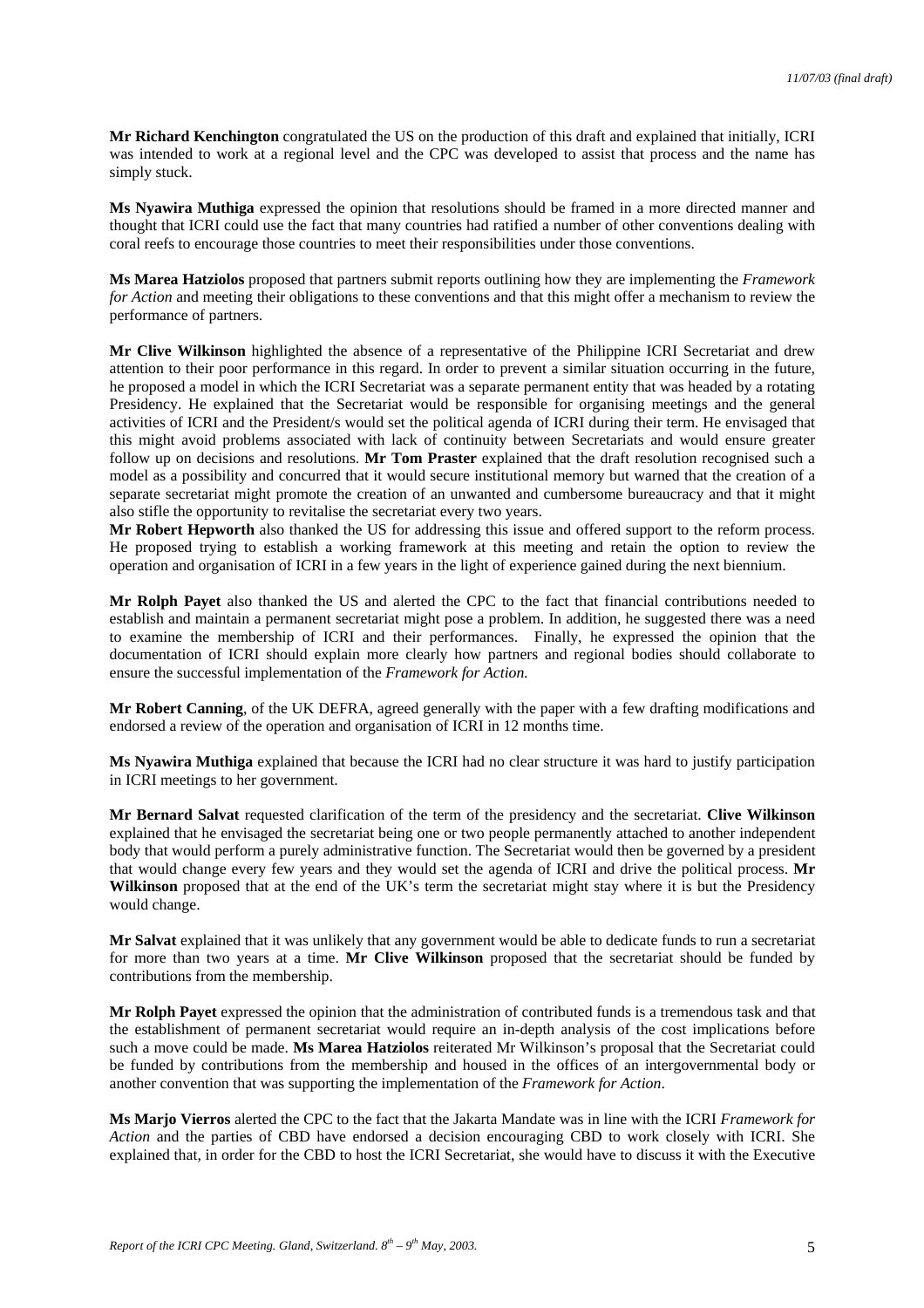**Mr Richard Kenchington** congratulated the US on the production of this draft and explained that initially, ICRI was intended to work at a regional level and the CPC was developed to assist that process and the name has simply stuck.

**Ms Nyawira Muthiga** expressed the opinion that resolutions should be framed in a more directed manner and thought that ICRI could use the fact that many countries had ratified a number of other conventions dealing with coral reefs to encourage those countries to meet their responsibilities under those conventions.

**Ms Marea Hatziolos** proposed that partners submit reports outlining how they are implementing the *Framework for Action* and meeting their obligations to these conventions and that this might offer a mechanism to review the performance of partners.

**Mr Clive Wilkinson** highlighted the absence of a representative of the Philippine ICRI Secretariat and drew attention to their poor performance in this regard. In order to prevent a similar situation occurring in the future, he proposed a model in which the ICRI Secretariat was a separate permanent entity that was headed by a rotating Presidency. He explained that the Secretariat would be responsible for organising meetings and the general activities of ICRI and the President/s would set the political agenda of ICRI during their term. He envisaged that this might avoid problems associated with lack of continuity between Secretariats and would ensure greater follow up on decisions and resolutions. **Mr Tom Praster** explained that the draft resolution recognised such a model as a possibility and concurred that it would secure institutional memory but warned that the creation of a separate secretariat might promote the creation of an unwanted and cumbersome bureaucracy and that it might also stifle the opportunity to revitalise the secretariat every two years.

**Mr Robert Hepworth** also thanked the US for addressing this issue and offered support to the reform process. He proposed trying to establish a working framework at this meeting and retain the option to review the operation and organisation of ICRI in a few years in the light of experience gained during the next biennium.

**Mr Rolph Payet** also thanked the US and alerted the CPC to the fact that financial contributions needed to establish and maintain a permanent secretariat might pose a problem. In addition, he suggested there was a need to examine the membership of ICRI and their performances. Finally, he expressed the opinion that the documentation of ICRI should explain more clearly how partners and regional bodies should collaborate to ensure the successful implementation of the *Framework for Action.*

**Mr Robert Canning**, of the UK DEFRA, agreed generally with the paper with a few drafting modifications and endorsed a review of the operation and organisation of ICRI in 12 months time.

**Ms Nyawira Muthiga** explained that because the ICRI had no clear structure it was hard to justify participation in ICRI meetings to her government.

**Mr Bernard Salvat** requested clarification of the term of the presidency and the secretariat. **Clive Wilkinson** explained that he envisaged the secretariat being one or two people permanently attached to another independent body that would perform a purely administrative function. The Secretariat would then be governed by a president that would change every few years and they would set the agenda of ICRI and drive the political process. **Mr Wilkinson** proposed that at the end of the UK's term the secretariat might stay where it is but the Presidency would change.

**Mr Salvat** explained that it was unlikely that any government would be able to dedicate funds to run a secretariat for more than two years at a time. **Mr Clive Wilkinson** proposed that the secretariat should be funded by contributions from the membership.

**Mr Rolph Payet** expressed the opinion that the administration of contributed funds is a tremendous task and that the establishment of permanent secretariat would require an in-depth analysis of the cost implications before such a move could be made. **Ms Marea Hatziolos** reiterated Mr Wilkinson's proposal that the Secretariat could be funded by contributions from the membership and housed in the offices of an intergovernmental body or another convention that was supporting the implementation of the *Framework for Action*.

**Ms Marjo Vierros** alerted the CPC to the fact that the Jakarta Mandate was in line with the ICRI *Framework for Action* and the parties of CBD have endorsed a decision encouraging CBD to work closely with ICRI. She explained that, in order for the CBD to host the ICRI Secretariat, she would have to discuss it with the Executive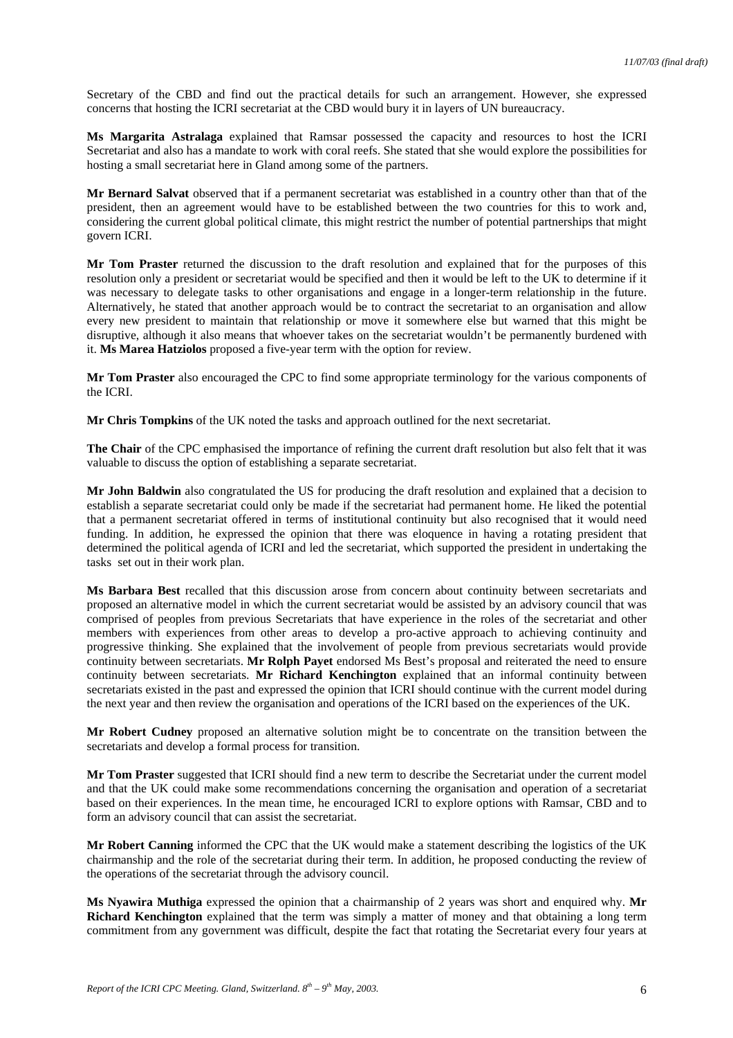Secretary of the CBD and find out the practical details for such an arrangement. However, she expressed concerns that hosting the ICRI secretariat at the CBD would bury it in layers of UN bureaucracy.

**Ms Margarita Astralaga** explained that Ramsar possessed the capacity and resources to host the ICRI Secretariat and also has a mandate to work with coral reefs. She stated that she would explore the possibilities for hosting a small secretariat here in Gland among some of the partners.

**Mr Bernard Salvat** observed that if a permanent secretariat was established in a country other than that of the president, then an agreement would have to be established between the two countries for this to work and, considering the current global political climate, this might restrict the number of potential partnerships that might govern ICRI.

**Mr Tom Praster** returned the discussion to the draft resolution and explained that for the purposes of this resolution only a president or secretariat would be specified and then it would be left to the UK to determine if it was necessary to delegate tasks to other organisations and engage in a longer-term relationship in the future. Alternatively, he stated that another approach would be to contract the secretariat to an organisation and allow every new president to maintain that relationship or move it somewhere else but warned that this might be disruptive, although it also means that whoever takes on the secretariat wouldn't be permanently burdened with it. **Ms Marea Hatziolos** proposed a five-year term with the option for review.

**Mr Tom Praster** also encouraged the CPC to find some appropriate terminology for the various components of the ICRI.

**Mr Chris Tompkins** of the UK noted the tasks and approach outlined for the next secretariat.

**The Chair** of the CPC emphasised the importance of refining the current draft resolution but also felt that it was valuable to discuss the option of establishing a separate secretariat.

**Mr John Baldwin** also congratulated the US for producing the draft resolution and explained that a decision to establish a separate secretariat could only be made if the secretariat had permanent home. He liked the potential that a permanent secretariat offered in terms of institutional continuity but also recognised that it would need funding. In addition, he expressed the opinion that there was eloquence in having a rotating president that determined the political agenda of ICRI and led the secretariat, which supported the president in undertaking the tasks set out in their work plan.

**Ms Barbara Best** recalled that this discussion arose from concern about continuity between secretariats and proposed an alternative model in which the current secretariat would be assisted by an advisory council that was comprised of peoples from previous Secretariats that have experience in the roles of the secretariat and other members with experiences from other areas to develop a pro-active approach to achieving continuity and progressive thinking. She explained that the involvement of people from previous secretariats would provide continuity between secretariats. **Mr Rolph Payet** endorsed Ms Best's proposal and reiterated the need to ensure continuity between secretariats. **Mr Richard Kenchington** explained that an informal continuity between secretariats existed in the past and expressed the opinion that ICRI should continue with the current model during the next year and then review the organisation and operations of the ICRI based on the experiences of the UK.

**Mr Robert Cudney** proposed an alternative solution might be to concentrate on the transition between the secretariats and develop a formal process for transition.

**Mr Tom Praster** suggested that ICRI should find a new term to describe the Secretariat under the current model and that the UK could make some recommendations concerning the organisation and operation of a secretariat based on their experiences. In the mean time, he encouraged ICRI to explore options with Ramsar, CBD and to form an advisory council that can assist the secretariat.

**Mr Robert Canning** informed the CPC that the UK would make a statement describing the logistics of the UK chairmanship and the role of the secretariat during their term. In addition, he proposed conducting the review of the operations of the secretariat through the advisory council.

**Ms Nyawira Muthiga** expressed the opinion that a chairmanship of 2 years was short and enquired why. **Mr Richard Kenchington** explained that the term was simply a matter of money and that obtaining a long term commitment from any government was difficult, despite the fact that rotating the Secretariat every four years at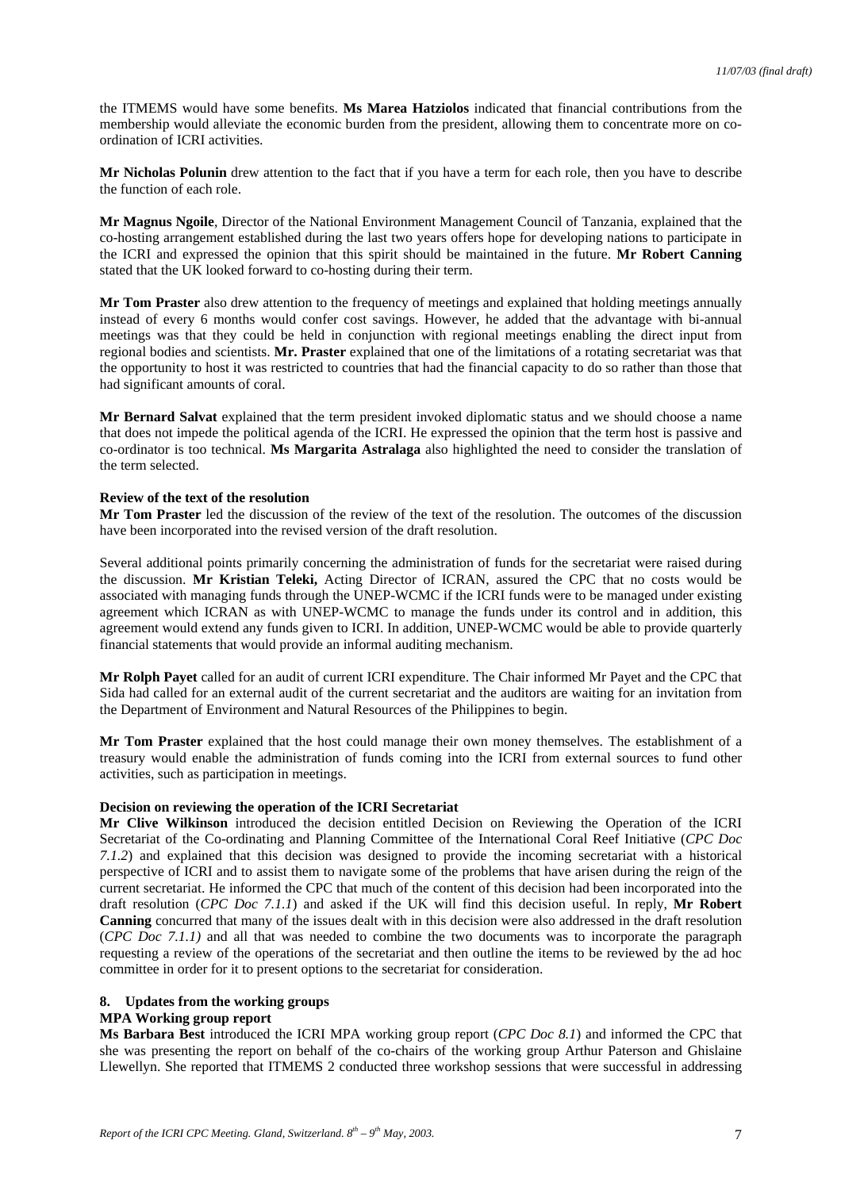the ITMEMS would have some benefits. **Ms Marea Hatziolos** indicated that financial contributions from the membership would alleviate the economic burden from the president, allowing them to concentrate more on co-ordination of ICRI activities.

**Mr Nicholas Polunin** drew attention to the fact that if you have a term for each role, then you have to describe the function of each role.

**Mr Magnus Ngoile**, Director of the National Environment Management Council of Tanzania, explained that the co-hosting arrangement established during the last two years offers hope for developing nations to participate in the ICRI and expressed the opinion that this spirit should be maintained in the future. **Mr Robert Canning** stated that the UK looked forward to co-hosting during their term.

**Mr Tom Praster** also drew attention to the frequency of meetings and explained that holding meetings annually instead of every 6 months would confer cost savings. However, he added that the advantage with bi-annual meetings was that they could be held in conjunction with regional meetings enabling the direct input from regional bodies and scientists. **Mr. Praster** explained that one of the limitations of a rotating secretariat was that the opportunity to host it was restricted to countries that had the financial capacity to do so rather than those that had significant amounts of coral.

**Mr Bernard Salvat** explained that the term president invoked diplomatic status and we should choose a name that does not impede the political agenda of the ICRI. He expressed the opinion that the term host is passive and co-ordinator is too technical. **Ms Margarita Astralaga** also highlighted the need to consider the translation of the term selected.

**Review of the text of the resolution**

**Mr Tom Praster** led the discussion of the review of the text of the resolution. The outcomes of the discussion have been incorporated into the revised version of the draft resolution.

Several additional points primarily concerning the administration of funds for the secretariat were raised during the discussion. **Mr Kristian Teleki,** Acting Director of ICRAN, assured the CPC that no costs would be associated with managing funds through the UNEP-WCMC if the ICRI funds were to be managed under existing agreement which ICRAN as with UNEP-WCMC to manage the funds under its control and in addition, this agreement would extend any funds given to ICRI. In addition, UNEP-WCMC would be able to provide quarterly financial statements that would provide an informal auditing mechanism.

**Mr Rolph Payet** called for an audit of current ICRI expenditure. The Chair informed Mr Payet and the CPC that Sida had called for an external audit of the current secretariat and the auditors are waiting for an invitation from the Department of Environment and Natural Resources of the Philippines to begin.

**Mr Tom Praster** explained that the host could manage their own money themselves. The establishment of a treasury would enable the administration of funds coming into the ICRI from external sources to fund other activities, such as participation in meetings.

**Decision on reviewing the operation of the ICRI Secretariat**

**Mr Clive Wilkinson** introduced the decision entitled Decision on Reviewing the Operation of the ICRI Secretariat of the Co-ordinating and Planning Committee of the International Coral Reef Initiative (*CPC Doc 7.1.2*) and explained that this decision was designed to provide the incoming secretariat with a historical perspective of ICRI and to assist them to navigate some of the problems that have arisen during the reign of the current secretariat. He informed the CPC that much of the content of this decision had been incorporated into the draft resolution (*CPC Doc 7.1.1*) and asked if the UK will find this decision useful. In reply, **Mr Robert Canning** concurred that many of the issues dealt with in this decision were also addressed in the draft resolution (*CPC Doc 7.1.1)* and all that was needed to combine the two documents was to incorporate the paragraph requesting a review of the operations of the secretariat and then outline the items to be reviewed by the ad hoc committee in order for it to present options to the secretariat for consideration.

## 8. Updates from the working groups

**MPA Working group report**

**Ms Barbara Best** introduced the ICRI MPA working group report (*CPC Doc 8.1*) and informed the CPC that she was presenting the report on behalf of the co-chairs of the working group Arthur Paterson and Ghislaine Llewellyn. She reported that ITMEMS 2 conducted three workshop sessions that were successful in addressing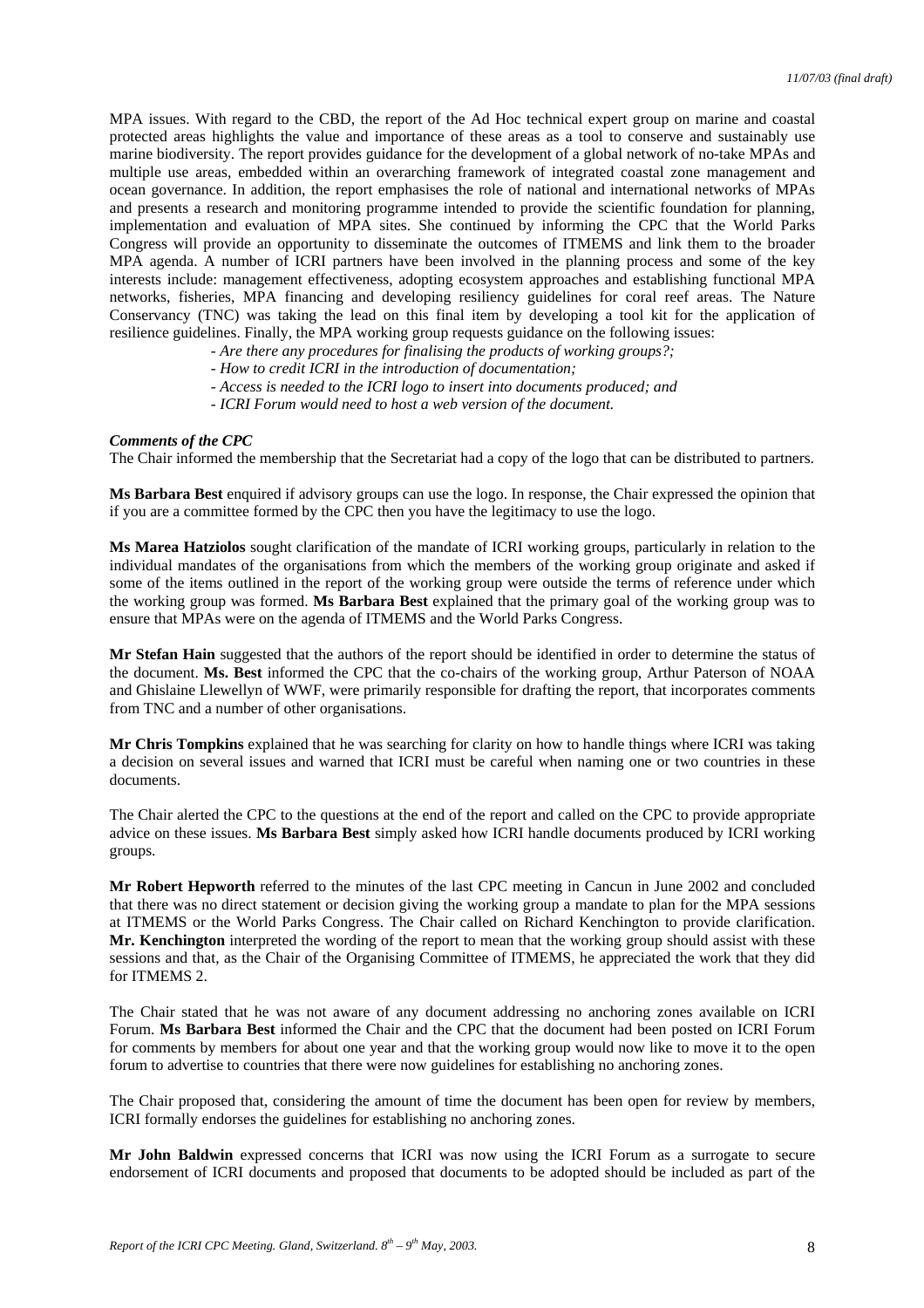MPA issues. With regard to the CBD, the report of the Ad Hoc technical expert group on marine and coastal protected areas highlights the value and importance of these areas as a tool to conserve and sustainably use marine biodiversity. The report provides guidance for the development of a global network of no-take MPAs and multiple use areas, embedded within an overarching framework of integrated coastal zone management and ocean governance. In addition, the report emphasises the role of national and international networks of MPAs and presents a research and monitoring programme intended to provide the scientific foundation for planning, implementation and evaluation of MPA sites. She continued by informing the CPC that the World Parks Congress will provide an opportunity to disseminate the outcomes of ITMEMS and link them to the broader MPA agenda. A number of ICRI partners have been involved in the planning process and some of the key interests include: management effectiveness, adopting ecosystem approaches and establishing functional MPA networks, fisheries, MPA financing and developing resiliency guidelines for coral reef areas. The Nature Conservancy (TNC) was taking the lead on this final item by developing a tool kit for the application of resilience guidelines. Finally, the MPA working group requests guidance on the following issues:

- *Are there any procedures for finalising the products of working groups?;*
- *How to credit ICRI in the introduction of documentation;*
- *Access is needed to the ICRI logo to insert into documents produced; and*
- *ICRI Forum would need to host a web version of the document.*

***Comments of the CPC***

The Chair informed the membership that the Secretariat had a copy of the logo that can be distributed to partners.

**Ms Barbara Best** enquired if advisory groups can use the logo. In response, the Chair expressed the opinion that if you are a committee formed by the CPC then you have the legitimacy to use the logo.

**Ms Marea Hatziolos** sought clarification of the mandate of ICRI working groups, particularly in relation to the individual mandates of the organisations from which the members of the working group originate and asked if some of the items outlined in the report of the working group were outside the terms of reference under which the working group was formed. **Ms Barbara Best** explained that the primary goal of the working group was to ensure that MPAs were on the agenda of ITMEMS and the World Parks Congress.

**Mr Stefan Hain** suggested that the authors of the report should be identified in order to determine the status of the document. **Ms. Best** informed the CPC that the co-chairs of the working group, Arthur Paterson of NOAA and Ghislaine Llewellyn of WWF, were primarily responsible for drafting the report, that incorporates comments from TNC and a number of other organisations.

**Mr Chris Tompkins** explained that he was searching for clarity on how to handle things where ICRI was taking a decision on several issues and warned that ICRI must be careful when naming one or two countries in these documents.

The Chair alerted the CPC to the questions at the end of the report and called on the CPC to provide appropriate advice on these issues. **Ms Barbara Best** simply asked how ICRI handle documents produced by ICRI working groups.

**Mr Robert Hepworth** referred to the minutes of the last CPC meeting in Cancun in June 2002 and concluded that there was no direct statement or decision giving the working group a mandate to plan for the MPA sessions at ITMEMS or the World Parks Congress. The Chair called on Richard Kenchington to provide clarification. **Mr. Kenchington** interpreted the wording of the report to mean that the working group should assist with these sessions and that, as the Chair of the Organising Committee of ITMEMS, he appreciated the work that they did for ITMEMS 2.

The Chair stated that he was not aware of any document addressing no anchoring zones available on ICRI Forum. **Ms Barbara Best** informed the Chair and the CPC that the document had been posted on ICRI Forum for comments by members for about one year and that the working group would now like to move it to the open forum to advertise to countries that there were now guidelines for establishing no anchoring zones.

The Chair proposed that, considering the amount of time the document has been open for review by members, ICRI formally endorses the guidelines for establishing no anchoring zones.

**Mr John Baldwin** expressed concerns that ICRI was now using the ICRI Forum as a surrogate to secure endorsement of ICRI documents and proposed that documents to be adopted should be included as part of the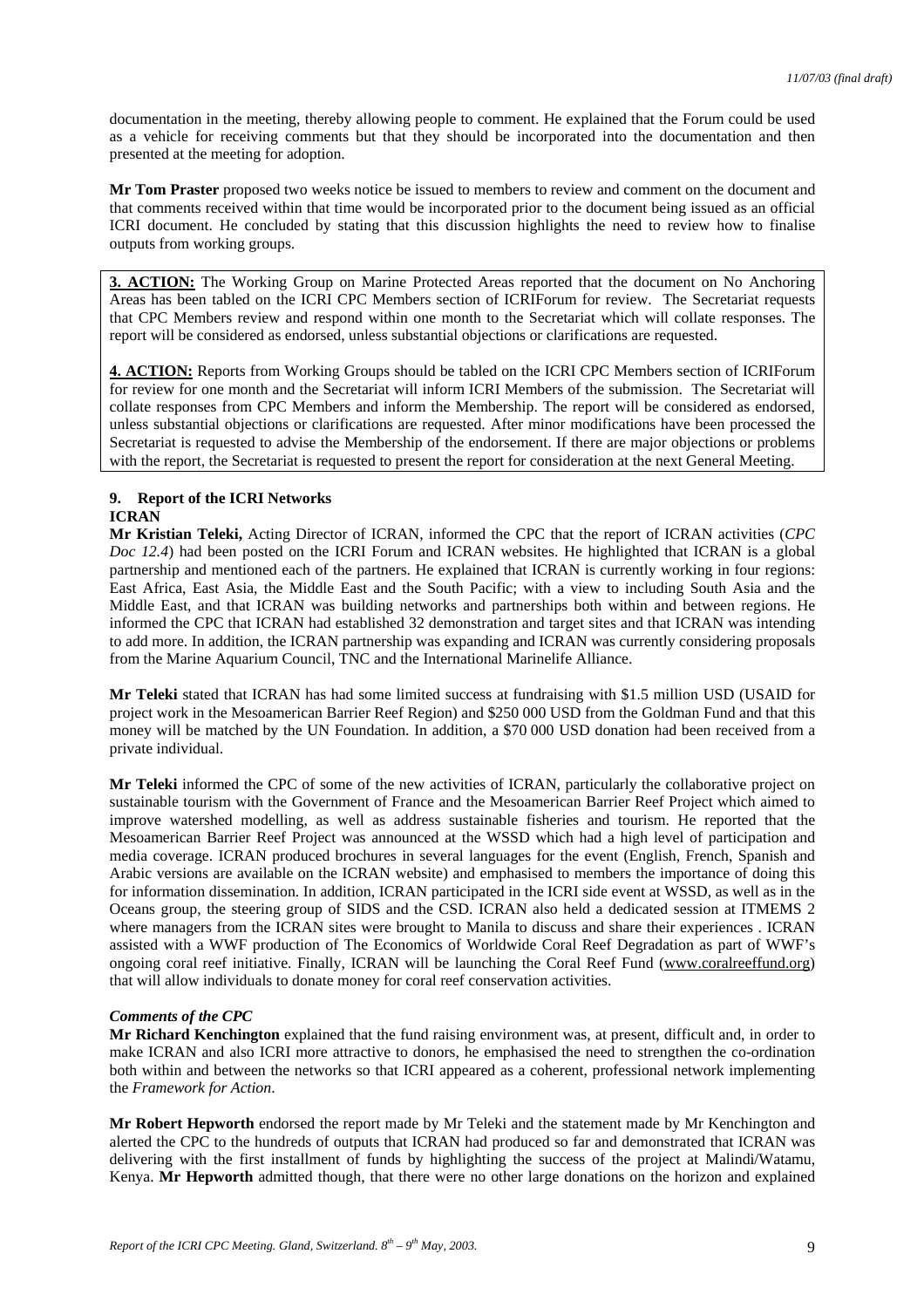documentation in the meeting, thereby allowing people to comment. He explained that the Forum could be used as a vehicle for receiving comments but that they should be incorporated into the documentation and then presented at the meeting for adoption.

**Mr Tom Praster** proposed two weeks notice be issued to members to review and comment on the document and that comments received within that time would be incorporated prior to the document being issued as an official ICRI document. He concluded by stating that this discussion highlights the need to review how to finalise outputs from working groups.

**3. ACTION:** The Working Group on Marine Protected Areas reported that the document on No Anchoring Areas has been tabled on the ICRI CPC Members section of ICRIForum for review. The Secretariat requests that CPC Members review and respond within one month to the Secretariat which will collate responses. The report will be considered as endorsed, unless substantial objections or clarifications are requested.

**4. ACTION:** Reports from Working Groups should be tabled on the ICRI CPC Members section of ICRIForum for review for one month and the Secretariat will inform ICRI Members of the submission. The Secretariat will collate responses from CPC Members and inform the Membership. The report will be considered as endorsed, unless substantial objections or clarifications are requested. After minor modifications have been processed the Secretariat is requested to advise the Membership of the endorsement. If there are major objections or problems with the report, the Secretariat is requested to present the report for consideration at the next General Meeting.

## 9. Report of the ICRI Networks

**ICRAN**

**Mr Kristian Teleki,** Acting Director of ICRAN, informed the CPC that the report of ICRAN activities (*CPC Doc 12.4*) had been posted on the ICRI Forum and ICRAN websites. He highlighted that ICRAN is a global partnership and mentioned each of the partners. He explained that ICRAN is currently working in four regions: East Africa, East Asia, the Middle East and the South Pacific; with a view to including South Asia and the Middle East, and that ICRAN was building networks and partnerships both within and between regions. He informed the CPC that ICRAN had established 32 demonstration and target sites and that ICRAN was intending to add more. In addition, the ICRAN partnership was expanding and ICRAN was currently considering proposals from the Marine Aquarium Council, TNC and the International Marinelife Alliance.

**Mr Teleki** stated that ICRAN has had some limited success at fundraising with $1.5 million USD (USAID for project work in the Mesoamerican Barrier Reef Region) and $250 000 USD from the Goldman Fund and that this money will be matched by the UN Foundation. In addition, a $70 000 USD donation had been received from a private individual.

**Mr Teleki** informed the CPC of some of the new activities of ICRAN, particularly the collaborative project on sustainable tourism with the Government of France and the Mesoamerican Barrier Reef Project which aimed to improve watershed modelling, as well as address sustainable fisheries and tourism. He reported that the Mesoamerican Barrier Reef Project was announced at the WSSD which had a high level of participation and media coverage. ICRAN produced brochures in several languages for the event (English, French, Spanish and Arabic versions are available on the ICRAN website) and emphasised to members the importance of doing this for information dissemination. In addition, ICRAN participated in the ICRI side event at WSSD, as well as in the Oceans group, the steering group of SIDS and the CSD. ICRAN also held a dedicated session at ITMEMS 2 where managers from the ICRAN sites were brought to Manila to discuss and share their experiences . ICRAN assisted with a WWF production of The Economics of Worldwide Coral Reef Degradation as part of WWF's ongoing coral reef initiative. Finally, ICRAN will be launching the Coral Reef Fund (www.coralreeffund.org) that will allow individuals to donate money for coral reef conservation activities.

***Comments of the CPC***

**Mr Richard Kenchington** explained that the fund raising environment was, at present, difficult and, in order to make ICRAN and also ICRI more attractive to donors, he emphasised the need to strengthen the co-ordination both within and between the networks so that ICRI appeared as a coherent, professional network implementing the *Framework for Action*.

**Mr Robert Hepworth** endorsed the report made by Mr Teleki and the statement made by Mr Kenchington and alerted the CPC to the hundreds of outputs that ICRAN had produced so far and demonstrated that ICRAN was delivering with the first installment of funds by highlighting the success of the project at Malindi/Watamu, Kenya. **Mr Hepworth** admitted though, that there were no other large donations on the horizon and explained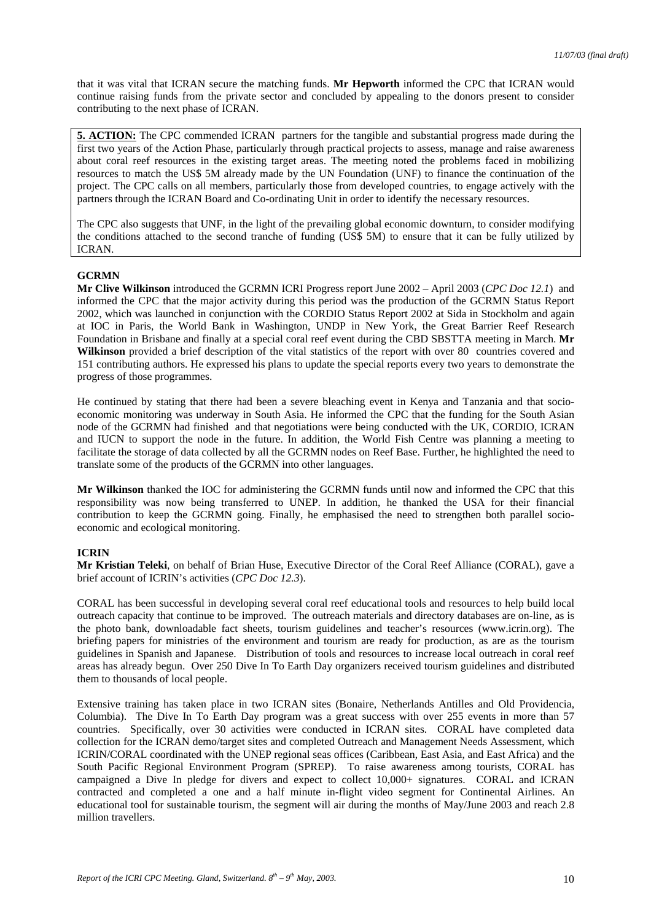that it was vital that ICRAN secure the matching funds. **Mr Hepworth** informed the CPC that ICRAN would continue raising funds from the private sector and concluded by appealing to the donors present to consider contributing to the next phase of ICRAN.

**5. ACTION:** The CPC commended ICRAN partners for the tangible and substantial progress made during the first two years of the Action Phase, particularly through practical projects to assess, manage and raise awareness about coral reef resources in the existing target areas. The meeting noted the problems faced in mobilizing resources to match the US$ 5M already made by the UN Foundation (UNF) to finance the continuation of the project. The CPC calls on all members, particularly those from developed countries, to engage actively with the partners through the ICRAN Board and Co-ordinating Unit in order to identify the necessary resources.

The CPC also suggests that UNF, in the light of the prevailing global economic downturn, to consider modifying the conditions attached to the second tranche of funding (US$ 5M) to ensure that it can be fully utilized by ICRAN.

**GCRMN**

**Mr Clive Wilkinson** introduced the GCRMN ICRI Progress report June 2002 – April 2003 (*CPC Doc 12.1*) and informed the CPC that the major activity during this period was the production of the GCRMN Status Report 2002, which was launched in conjunction with the CORDIO Status Report 2002 at Sida in Stockholm and again at IOC in Paris, the World Bank in Washington, UNDP in New York, the Great Barrier Reef Research Foundation in Brisbane and finally at a special coral reef event during the CBD SBSTTA meeting in March. **Mr Wilkinson** provided a brief description of the vital statistics of the report with over 80 countries covered and 151 contributing authors. He expressed his plans to update the special reports every two years to demonstrate the progress of those programmes.

He continued by stating that there had been a severe bleaching event in Kenya and Tanzania and that socio-economic monitoring was underway in South Asia. He informed the CPC that the funding for the South Asian node of the GCRMN had finished and that negotiations were being conducted with the UK, CORDIO, ICRAN and IUCN to support the node in the future. In addition, the World Fish Centre was planning a meeting to facilitate the storage of data collected by all the GCRMN nodes on Reef Base. Further, he highlighted the need to translate some of the products of the GCRMN into other languages.

**Mr Wilkinson** thanked the IOC for administering the GCRMN funds until now and informed the CPC that this responsibility was now being transferred to UNEP. In addition, he thanked the USA for their financial contribution to keep the GCRMN going. Finally, he emphasised the need to strengthen both parallel socio-economic and ecological monitoring.

**ICRIN**

**Mr Kristian Teleki**, on behalf of Brian Huse, Executive Director of the Coral Reef Alliance (CORAL), gave a brief account of ICRIN's activities (*CPC Doc 12.3*).

CORAL has been successful in developing several coral reef educational tools and resources to help build local outreach capacity that continue to be improved. The outreach materials and directory databases are on-line, as is the photo bank, downloadable fact sheets, tourism guidelines and teacher's resources (www.icrin.org). The briefing papers for ministries of the environment and tourism are ready for production, as are as the tourism guidelines in Spanish and Japanese. Distribution of tools and resources to increase local outreach in coral reef areas has already begun. Over 250 Dive In To Earth Day organizers received tourism guidelines and distributed them to thousands of local people.

Extensive training has taken place in two ICRAN sites (Bonaire, Netherlands Antilles and Old Providencia, Columbia). The Dive In To Earth Day program was a great success with over 255 events in more than 57 countries. Specifically, over 30 activities were conducted in ICRAN sites. CORAL have completed data collection for the ICRAN demo/target sites and completed Outreach and Management Needs Assessment, which ICRIN/CORAL coordinated with the UNEP regional seas offices (Caribbean, East Asia, and East Africa) and the South Pacific Regional Environment Program (SPREP). To raise awareness among tourists, CORAL has campaigned a Dive In pledge for divers and expect to collect 10,000+ signatures. CORAL and ICRAN contracted and completed a one and a half minute in-flight video segment for Continental Airlines. An educational tool for sustainable tourism, the segment will air during the months of May/June 2003 and reach 2.8 million travellers.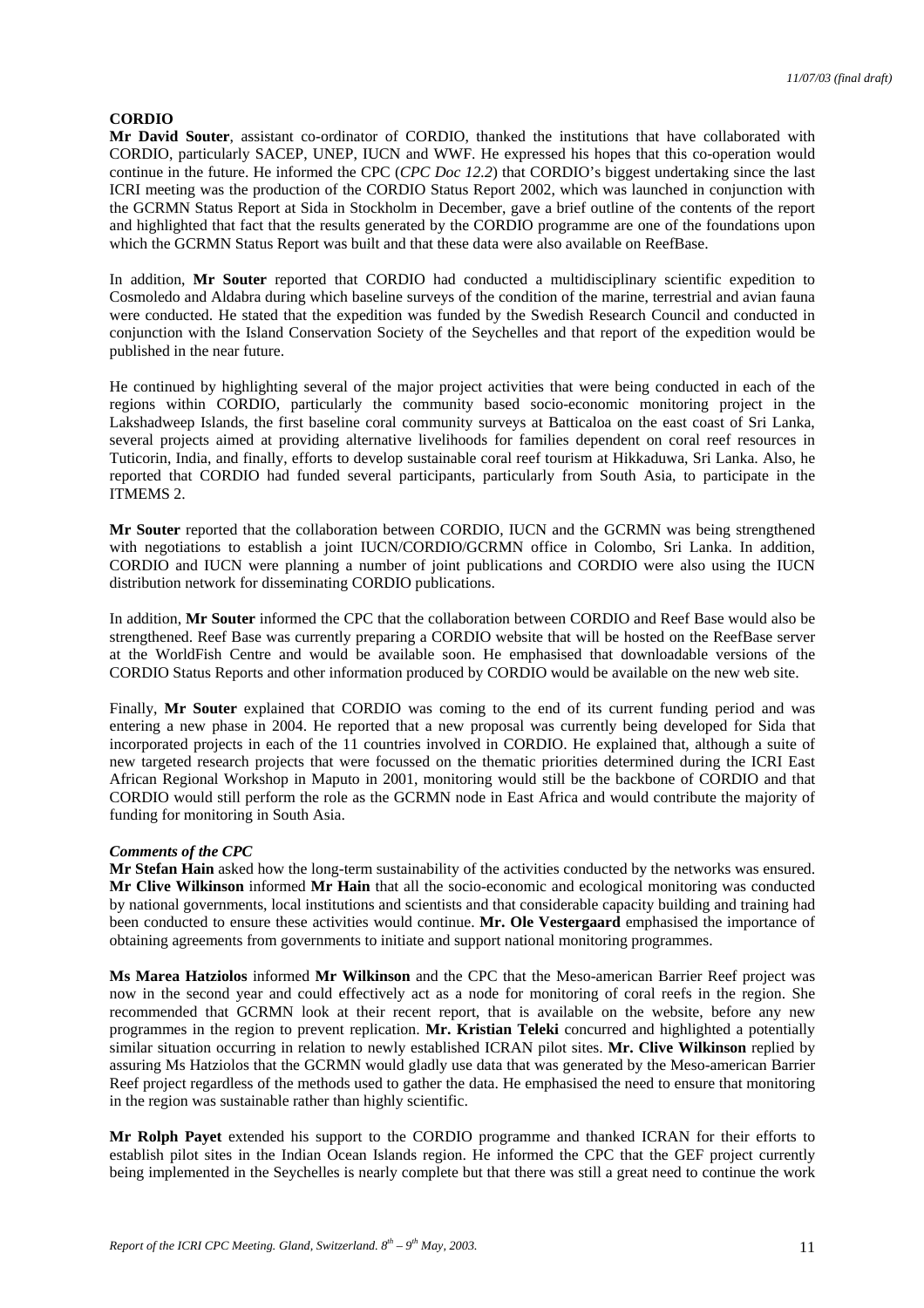## CORDIO

**Mr David Souter**, assistant co-ordinator of CORDIO, thanked the institutions that have collaborated with CORDIO, particularly SACEP, UNEP, IUCN and WWF. He expressed his hopes that this co-operation would continue in the future. He informed the CPC (*CPC Doc 12.2*) that CORDIO's biggest undertaking since the last ICRI meeting was the production of the CORDIO Status Report 2002, which was launched in conjunction with the GCRMN Status Report at Sida in Stockholm in December, gave a brief outline of the contents of the report and highlighted that fact that the results generated by the CORDIO programme are one of the foundations upon which the GCRMN Status Report was built and that these data were also available on ReefBase.

In addition, **Mr Souter** reported that CORDIO had conducted a multidisciplinary scientific expedition to Cosmoledo and Aldabra during which baseline surveys of the condition of the marine, terrestrial and avian fauna were conducted. He stated that the expedition was funded by the Swedish Research Council and conducted in conjunction with the Island Conservation Society of the Seychelles and that report of the expedition would be published in the near future.

He continued by highlighting several of the major project activities that were being conducted in each of the regions within CORDIO, particularly the community based socio-economic monitoring project in the Lakshadweep Islands, the first baseline coral community surveys at Batticaloa on the east coast of Sri Lanka, several projects aimed at providing alternative livelihoods for families dependent on coral reef resources in Tuticorin, India, and finally, efforts to develop sustainable coral reef tourism at Hikkaduwa, Sri Lanka. Also, he reported that CORDIO had funded several participants, particularly from South Asia, to participate in the ITMEMS 2.

**Mr Souter** reported that the collaboration between CORDIO, IUCN and the GCRMN was being strengthened with negotiations to establish a joint IUCN/CORDIO/GCRMN office in Colombo, Sri Lanka. In addition, CORDIO and IUCN were planning a number of joint publications and CORDIO were also using the IUCN distribution network for disseminating CORDIO publications.

In addition, **Mr Souter** informed the CPC that the collaboration between CORDIO and Reef Base would also be strengthened. Reef Base was currently preparing a CORDIO website that will be hosted on the ReefBase server at the WorldFish Centre and would be available soon. He emphasised that downloadable versions of the CORDIO Status Reports and other information produced by CORDIO would be available on the new web site.

Finally, **Mr Souter** explained that CORDIO was coming to the end of its current funding period and was entering a new phase in 2004. He reported that a new proposal was currently being developed for Sida that incorporated projects in each of the 11 countries involved in CORDIO. He explained that, although a suite of new targeted research projects that were focussed on the thematic priorities determined during the ICRI East African Regional Workshop in Maputo in 2001, monitoring would still be the backbone of CORDIO and that CORDIO would still perform the role as the GCRMN node in East Africa and would contribute the majority of funding for monitoring in South Asia.

### *Comments of the CPC*

**Mr Stefan Hain** asked how the long-term sustainability of the activities conducted by the networks was ensured. **Mr Clive Wilkinson** informed **Mr Hain** that all the socio-economic and ecological monitoring was conducted by national governments, local institutions and scientists and that considerable capacity building and training had been conducted to ensure these activities would continue. **Mr. Ole Vestergaard** emphasised the importance of obtaining agreements from governments to initiate and support national monitoring programmes.

**Ms Marea Hatziolos** informed **Mr Wilkinson** and the CPC that the Meso-american Barrier Reef project was now in the second year and could effectively act as a node for monitoring of coral reefs in the region. She recommended that GCRMN look at their recent report, that is available on the website, before any new programmes in the region to prevent replication. **Mr. Kristian Teleki** concurred and highlighted a potentially similar situation occurring in relation to newly established ICRAN pilot sites. **Mr. Clive Wilkinson** replied by assuring Ms Hatziolos that the GCRMN would gladly use data that was generated by the Meso-american Barrier Reef project regardless of the methods used to gather the data. He emphasised the need to ensure that monitoring in the region was sustainable rather than highly scientific.

**Mr Rolph Payet** extended his support to the CORDIO programme and thanked ICRAN for their efforts to establish pilot sites in the Indian Ocean Islands region. He informed the CPC that the GEF project currently being implemented in the Seychelles is nearly complete but that there was still a great need to continue the work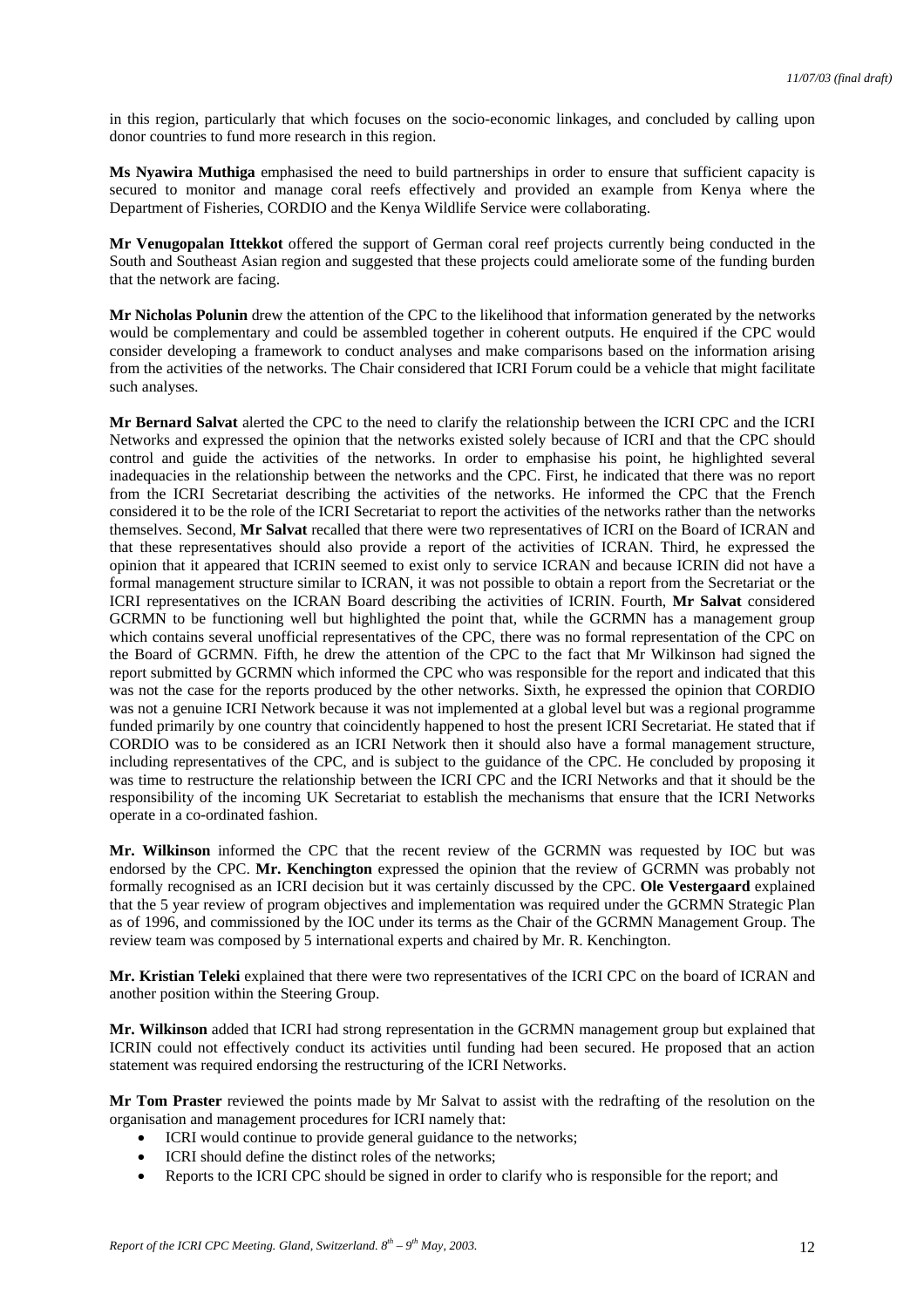in this region, particularly that which focuses on the socio-economic linkages, and concluded by calling upon donor countries to fund more research in this region.

**Ms Nyawira Muthiga** emphasised the need to build partnerships in order to ensure that sufficient capacity is secured to monitor and manage coral reefs effectively and provided an example from Kenya where the Department of Fisheries, CORDIO and the Kenya Wildlife Service were collaborating.

**Mr Venugopalan Ittekkot** offered the support of German coral reef projects currently being conducted in the South and Southeast Asian region and suggested that these projects could ameliorate some of the funding burden that the network are facing.

**Mr Nicholas Polunin** drew the attention of the CPC to the likelihood that information generated by the networks would be complementary and could be assembled together in coherent outputs. He enquired if the CPC would consider developing a framework to conduct analyses and make comparisons based on the information arising from the activities of the networks. The Chair considered that ICRI Forum could be a vehicle that might facilitate such analyses.

**Mr Bernard Salvat** alerted the CPC to the need to clarify the relationship between the ICRI CPC and the ICRI Networks and expressed the opinion that the networks existed solely because of ICRI and that the CPC should control and guide the activities of the networks. In order to emphasise his point, he highlighted several inadequacies in the relationship between the networks and the CPC. First, he indicated that there was no report from the ICRI Secretariat describing the activities of the networks. He informed the CPC that the French considered it to be the role of the ICRI Secretariat to report the activities of the networks rather than the networks themselves. Second, **Mr Salvat** recalled that there were two representatives of ICRI on the Board of ICRAN and that these representatives should also provide a report of the activities of ICRAN. Third, he expressed the opinion that it appeared that ICRIN seemed to exist only to service ICRAN and because ICRIN did not have a formal management structure similar to ICRAN, it was not possible to obtain a report from the Secretariat or the ICRI representatives on the ICRAN Board describing the activities of ICRIN. Fourth, **Mr Salvat** considered GCRMN to be functioning well but highlighted the point that, while the GCRMN has a management group which contains several unofficial representatives of the CPC, there was no formal representation of the CPC on the Board of GCRMN. Fifth, he drew the attention of the CPC to the fact that Mr Wilkinson had signed the report submitted by GCRMN which informed the CPC who was responsible for the report and indicated that this was not the case for the reports produced by the other networks. Sixth, he expressed the opinion that CORDIO was not a genuine ICRI Network because it was not implemented at a global level but was a regional programme funded primarily by one country that coincidently happened to host the present ICRI Secretariat. He stated that if CORDIO was to be considered as an ICRI Network then it should also have a formal management structure, including representatives of the CPC, and is subject to the guidance of the CPC. He concluded by proposing it was time to restructure the relationship between the ICRI CPC and the ICRI Networks and that it should be the responsibility of the incoming UK Secretariat to establish the mechanisms that ensure that the ICRI Networks operate in a co-ordinated fashion.

**Mr. Wilkinson** informed the CPC that the recent review of the GCRMN was requested by IOC but was endorsed by the CPC. **Mr. Kenchington** expressed the opinion that the review of GCRMN was probably not formally recognised as an ICRI decision but it was certainly discussed by the CPC. **Ole Vestergaard** explained that the 5 year review of program objectives and implementation was required under the GCRMN Strategic Plan as of 1996, and commissioned by the IOC under its terms as the Chair of the GCRMN Management Group. The review team was composed by 5 international experts and chaired by Mr. R. Kenchington.

**Mr. Kristian Teleki** explained that there were two representatives of the ICRI CPC on the board of ICRAN and another position within the Steering Group.

**Mr. Wilkinson** added that ICRI had strong representation in the GCRMN management group but explained that ICRIN could not effectively conduct its activities until funding had been secured. He proposed that an action statement was required endorsing the restructuring of the ICRI Networks.

**Mr Tom Praster** reviewed the points made by Mr Salvat to assist with the redrafting of the resolution on the organisation and management procedures for ICRI namely that:

- ICRI would continue to provide general guidance to the networks;
- ICRI should define the distinct roles of the networks;
- Reports to the ICRI CPC should be signed in order to clarify who is responsible for the report; and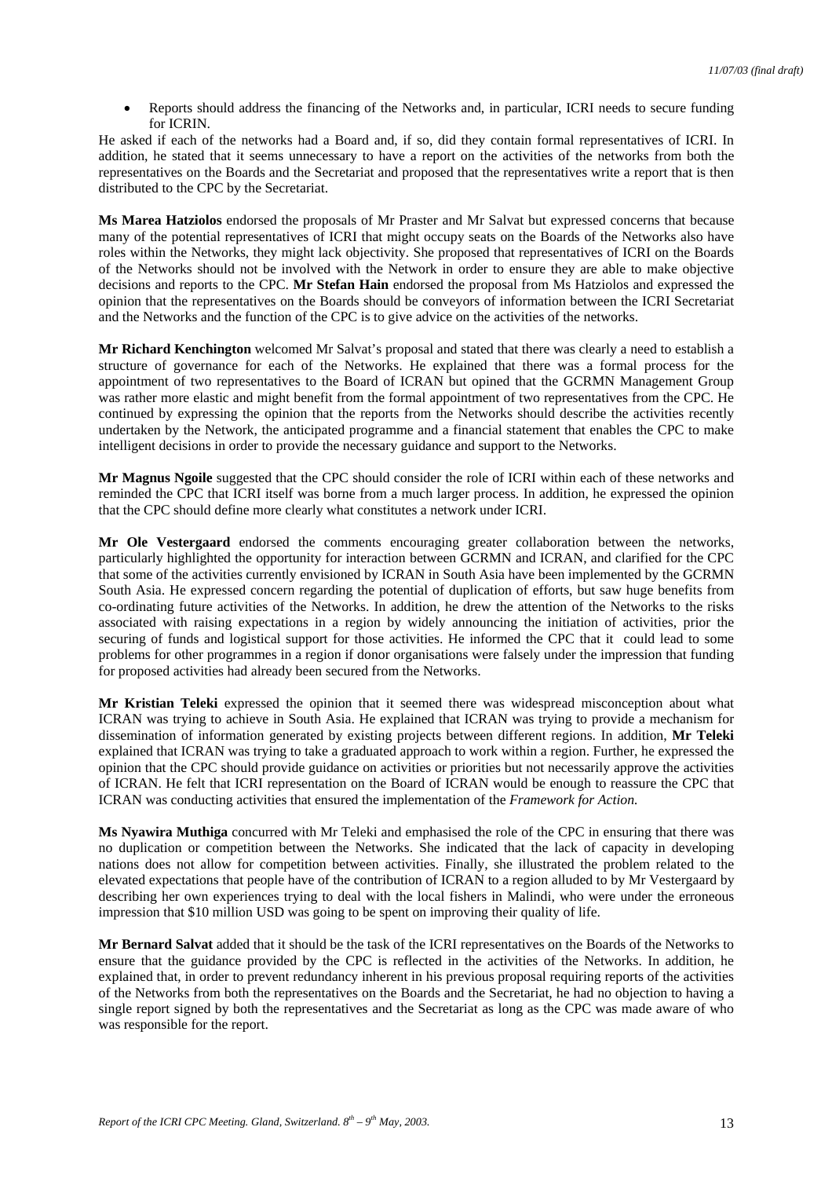- Reports should address the financing of the Networks and, in particular, ICRI needs to secure funding for ICRIN.

He asked if each of the networks had a Board and, if so, did they contain formal representatives of ICRI. In addition, he stated that it seems unnecessary to have a report on the activities of the networks from both the representatives on the Boards and the Secretariat and proposed that the representatives write a report that is then distributed to the CPC by the Secretariat.

**Ms Marea Hatziolos** endorsed the proposals of Mr Praster and Mr Salvat but expressed concerns that because many of the potential representatives of ICRI that might occupy seats on the Boards of the Networks also have roles within the Networks, they might lack objectivity. She proposed that representatives of ICRI on the Boards of the Networks should not be involved with the Network in order to ensure they are able to make objective decisions and reports to the CPC. **Mr Stefan Hain** endorsed the proposal from Ms Hatziolos and expressed the opinion that the representatives on the Boards should be conveyors of information between the ICRI Secretariat and the Networks and the function of the CPC is to give advice on the activities of the networks.

**Mr Richard Kenchington** welcomed Mr Salvat's proposal and stated that there was clearly a need to establish a structure of governance for each of the Networks. He explained that there was a formal process for the appointment of two representatives to the Board of ICRAN but opined that the GCRMN Management Group was rather more elastic and might benefit from the formal appointment of two representatives from the CPC. He continued by expressing the opinion that the reports from the Networks should describe the activities recently undertaken by the Network, the anticipated programme and a financial statement that enables the CPC to make intelligent decisions in order to provide the necessary guidance and support to the Networks.

**Mr Magnus Ngoile** suggested that the CPC should consider the role of ICRI within each of these networks and reminded the CPC that ICRI itself was borne from a much larger process. In addition, he expressed the opinion that the CPC should define more clearly what constitutes a network under ICRI.

**Mr Ole Vestergaard** endorsed the comments encouraging greater collaboration between the networks, particularly highlighted the opportunity for interaction between GCRMN and ICRAN, and clarified for the CPC that some of the activities currently envisioned by ICRAN in South Asia have been implemented by the GCRMN South Asia. He expressed concern regarding the potential of duplication of efforts, but saw huge benefits from co-ordinating future activities of the Networks. In addition, he drew the attention of the Networks to the risks associated with raising expectations in a region by widely announcing the initiation of activities, prior the securing of funds and logistical support for those activities. He informed the CPC that it could lead to some problems for other programmes in a region if donor organisations were falsely under the impression that funding for proposed activities had already been secured from the Networks.

**Mr Kristian Teleki** expressed the opinion that it seemed there was widespread misconception about what ICRAN was trying to achieve in South Asia. He explained that ICRAN was trying to provide a mechanism for dissemination of information generated by existing projects between different regions. In addition, **Mr Teleki** explained that ICRAN was trying to take a graduated approach to work within a region. Further, he expressed the opinion that the CPC should provide guidance on activities or priorities but not necessarily approve the activities of ICRAN. He felt that ICRI representation on the Board of ICRAN would be enough to reassure the CPC that ICRAN was conducting activities that ensured the implementation of the *Framework for Action.*

**Ms Nyawira Muthiga** concurred with Mr Teleki and emphasised the role of the CPC in ensuring that there was no duplication or competition between the Networks. She indicated that the lack of capacity in developing nations does not allow for competition between activities. Finally, she illustrated the problem related to the elevated expectations that people have of the contribution of ICRAN to a region alluded to by Mr Vestergaard by describing her own experiences trying to deal with the local fishers in Malindi, who were under the erroneous impression that \$10 million USD was going to be spent on improving their quality of life.

**Mr Bernard Salvat** added that it should be the task of the ICRI representatives on the Boards of the Networks to ensure that the guidance provided by the CPC is reflected in the activities of the Networks. In addition, he explained that, in order to prevent redundancy inherent in his previous proposal requiring reports of the activities of the Networks from both the representatives on the Boards and the Secretariat, he had no objection to having a single report signed by both the representatives and the Secretariat as long as the CPC was made aware of who was responsible for the report.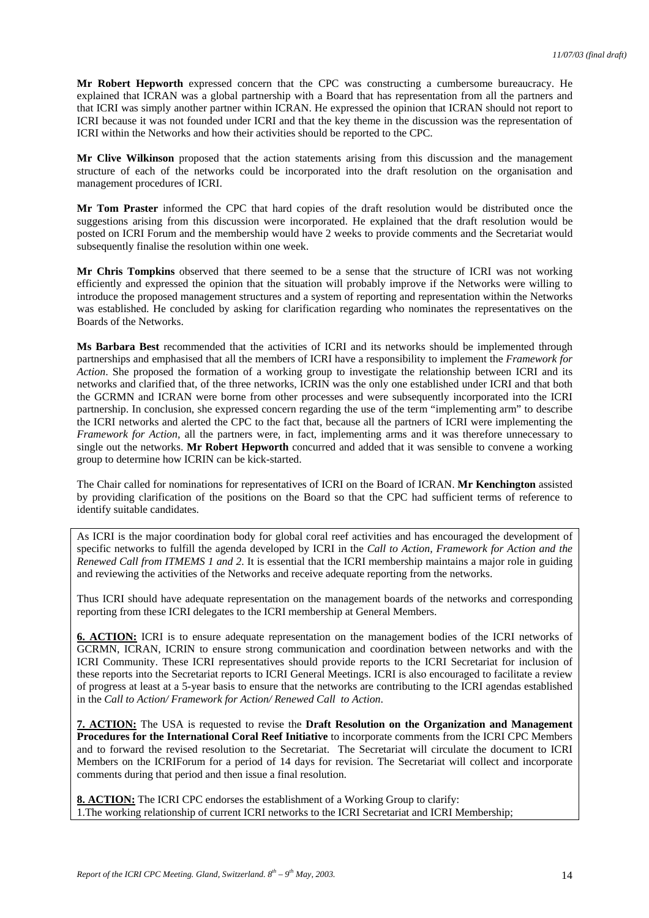**Mr Robert Hepworth** expressed concern that the CPC was constructing a cumbersome bureaucracy. He explained that ICRAN was a global partnership with a Board that has representation from all the partners and that ICRI was simply another partner within ICRAN. He expressed the opinion that ICRAN should not report to ICRI because it was not founded under ICRI and that the key theme in the discussion was the representation of ICRI within the Networks and how their activities should be reported to the CPC.

**Mr Clive Wilkinson** proposed that the action statements arising from this discussion and the management structure of each of the networks could be incorporated into the draft resolution on the organisation and management procedures of ICRI.

**Mr Tom Praster** informed the CPC that hard copies of the draft resolution would be distributed once the suggestions arising from this discussion were incorporated. He explained that the draft resolution would be posted on ICRI Forum and the membership would have 2 weeks to provide comments and the Secretariat would subsequently finalise the resolution within one week.

**Mr Chris Tompkins** observed that there seemed to be a sense that the structure of ICRI was not working efficiently and expressed the opinion that the situation will probably improve if the Networks were willing to introduce the proposed management structures and a system of reporting and representation within the Networks was established. He concluded by asking for clarification regarding who nominates the representatives on the Boards of the Networks.

**Ms Barbara Best** recommended that the activities of ICRI and its networks should be implemented through partnerships and emphasised that all the members of ICRI have a responsibility to implement the *Framework for Action*. She proposed the formation of a working group to investigate the relationship between ICRI and its networks and clarified that, of the three networks, ICRIN was the only one established under ICRI and that both the GCRMN and ICRAN were borne from other processes and were subsequently incorporated into the ICRI partnership. In conclusion, she expressed concern regarding the use of the term "implementing arm" to describe the ICRI networks and alerted the CPC to the fact that, because all the partners of ICRI were implementing the *Framework for Action*, all the partners were, in fact, implementing arms and it was therefore unnecessary to single out the networks. **Mr Robert Hepworth** concurred and added that it was sensible to convene a working group to determine how ICRIN can be kick-started.

The Chair called for nominations for representatives of ICRI on the Board of ICRAN. **Mr Kenchington** assisted by providing clarification of the positions on the Board so that the CPC had sufficient terms of reference to identify suitable candidates.

As ICRI is the major coordination body for global coral reef activities and has encouraged the development of specific networks to fulfill the agenda developed by ICRI in the *Call to Action, Framework for Action and the Renewed Call from ITMEMS 1 and 2.* It is essential that the ICRI membership maintains a major role in guiding and reviewing the activities of the Networks and receive adequate reporting from the networks.

Thus ICRI should have adequate representation on the management boards of the networks and corresponding reporting from these ICRI delegates to the ICRI membership at General Members.

**6. ACTION:** ICRI is to ensure adequate representation on the management bodies of the ICRI networks of GCRMN, ICRAN, ICRIN to ensure strong communication and coordination between networks and with the ICRI Community. These ICRI representatives should provide reports to the ICRI Secretariat for inclusion of these reports into the Secretariat reports to ICRI General Meetings. ICRI is also encouraged to facilitate a review of progress at least at a 5-year basis to ensure that the networks are contributing to the ICRI agendas established in the *Call to Action/ Framework for Action/ Renewed Call to Action*.

**7. ACTION:** The USA is requested to revise the **Draft Resolution on the Organization and Management Procedures for the International Coral Reef Initiative** to incorporate comments from the ICRI CPC Members and to forward the revised resolution to the Secretariat. The Secretariat will circulate the document to ICRI Members on the ICRIForum for a period of 14 days for revision. The Secretariat will collect and incorporate comments during that period and then issue a final resolution.

**8. ACTION:** The ICRI CPC endorses the establishment of a Working Group to clarify:
1.The working relationship of current ICRI networks to the ICRI Secretariat and ICRI Membership;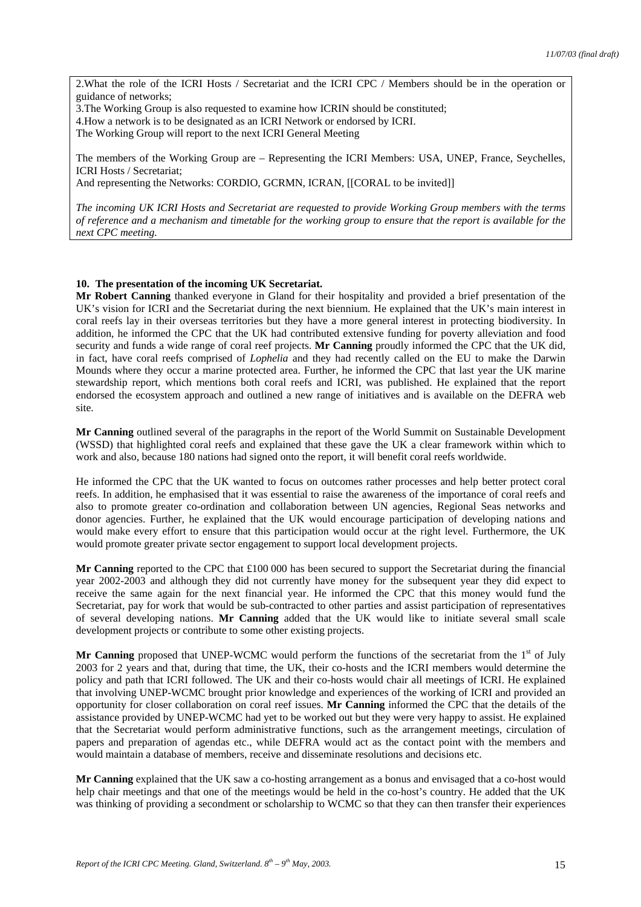2.What the role of the ICRI Hosts / Secretariat and the ICRI CPC / Members should be in the operation or guidance of networks;
3.The Working Group is also requested to examine how ICRIN should be constituted;
4.How a network is to be designated as an ICRI Network or endorsed by ICRI.
The Working Group will report to the next ICRI General Meeting

The members of the Working Group are – Representing the ICRI Members: USA, UNEP, France, Seychelles, ICRI Hosts / Secretariat;
And representing the Networks: CORDIO, GCRMN, ICRAN, [[CORAL to be invited]]

*The incoming UK ICRI Hosts and Secretariat are requested to provide Working Group members with the terms of reference and a mechanism and timetable for the working group to ensure that the report is available for the next CPC meeting.*

**10. The presentation of the incoming UK Secretariat.**

**Mr Robert Canning** thanked everyone in Gland for their hospitality and provided a brief presentation of the UK's vision for ICRI and the Secretariat during the next biennium. He explained that the UK's main interest in coral reefs lay in their overseas territories but they have a more general interest in protecting biodiversity. In addition, he informed the CPC that the UK had contributed extensive funding for poverty alleviation and food security and funds a wide range of coral reef projects. **Mr Canning** proudly informed the CPC that the UK did, in fact, have coral reefs comprised of *Lophelia* and they had recently called on the EU to make the Darwin Mounds where they occur a marine protected area. Further, he informed the CPC that last year the UK marine stewardship report, which mentions both coral reefs and ICRI, was published. He explained that the report endorsed the ecosystem approach and outlined a new range of initiatives and is available on the DEFRA web site.

**Mr Canning** outlined several of the paragraphs in the report of the World Summit on Sustainable Development (WSSD) that highlighted coral reefs and explained that these gave the UK a clear framework within which to work and also, because 180 nations had signed onto the report, it will benefit coral reefs worldwide.

He informed the CPC that the UK wanted to focus on outcomes rather processes and help better protect coral reefs. In addition, he emphasised that it was essential to raise the awareness of the importance of coral reefs and also to promote greater co-ordination and collaboration between UN agencies, Regional Seas networks and donor agencies. Further, he explained that the UK would encourage participation of developing nations and would make every effort to ensure that this participation would occur at the right level. Furthermore, the UK would promote greater private sector engagement to support local development projects.

**Mr Canning** reported to the CPC that £100 000 has been secured to support the Secretariat during the financial year 2002-2003 and although they did not currently have money for the subsequent year they did expect to receive the same again for the next financial year. He informed the CPC that this money would fund the Secretariat, pay for work that would be sub-contracted to other parties and assist participation of representatives of several developing nations. **Mr Canning** added that the UK would like to initiate several small scale development projects or contribute to some other existing projects.

**Mr Canning** proposed that UNEP-WCMC would perform the functions of the secretariat from the 1st of July 2003 for 2 years and that, during that time, the UK, their co-hosts and the ICRI members would determine the policy and path that ICRI followed. The UK and their co-hosts would chair all meetings of ICRI. He explained that involving UNEP-WCMC brought prior knowledge and experiences of the working of ICRI and provided an opportunity for closer collaboration on coral reef issues. **Mr Canning** informed the CPC that the details of the assistance provided by UNEP-WCMC had yet to be worked out but they were very happy to assist. He explained that the Secretariat would perform administrative functions, such as the arrangement meetings, circulation of papers and preparation of agendas etc., while DEFRA would act as the contact point with the members and would maintain a database of members, receive and disseminate resolutions and decisions etc.

**Mr Canning** explained that the UK saw a co-hosting arrangement as a bonus and envisaged that a co-host would help chair meetings and that one of the meetings would be held in the co-host's country. He added that the UK was thinking of providing a secondment or scholarship to WCMC so that they can then transfer their experiences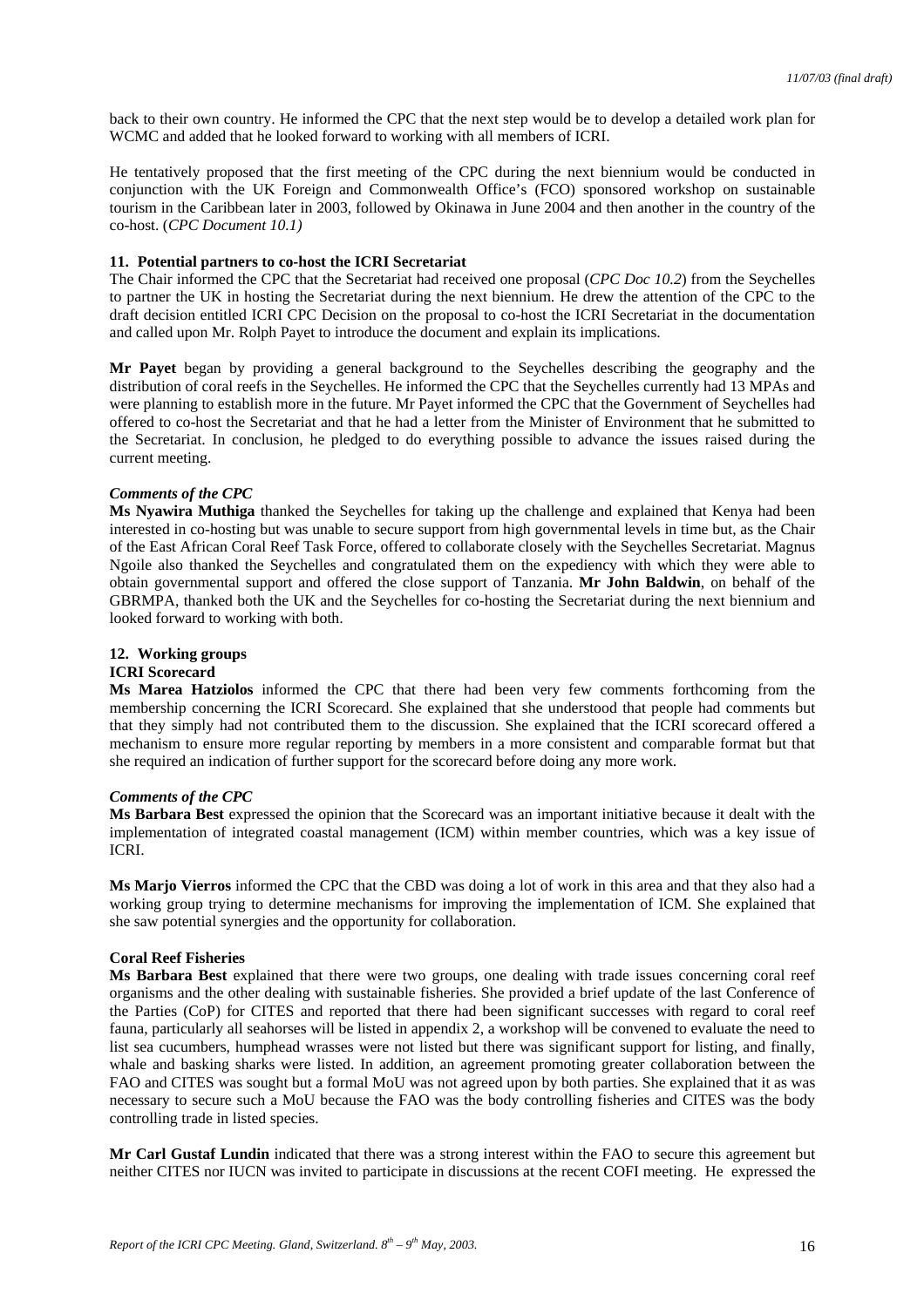back to their own country. He informed the CPC that the next step would be to develop a detailed work plan for WCMC and added that he looked forward to working with all members of ICRI.

He tentatively proposed that the first meeting of the CPC during the next biennium would be conducted in conjunction with the UK Foreign and Commonwealth Office's (FCO) sponsored workshop on sustainable tourism in the Caribbean later in 2003, followed by Okinawa in June 2004 and then another in the country of the co-host. (*CPC Document 10.1)*

### 11. Potential partners to co-host the ICRI Secretariat

The Chair informed the CPC that the Secretariat had received one proposal (*CPC Doc 10.2*) from the Seychelles to partner the UK in hosting the Secretariat during the next biennium. He drew the attention of the CPC to the draft decision entitled ICRI CPC Decision on the proposal to co-host the ICRI Secretariat in the documentation and called upon Mr. Rolph Payet to introduce the document and explain its implications.

**Mr Payet** began by providing a general background to the Seychelles describing the geography and the distribution of coral reefs in the Seychelles. He informed the CPC that the Seychelles currently had 13 MPAs and were planning to establish more in the future. Mr Payet informed the CPC that the Government of Seychelles had offered to co-host the Secretariat and that he had a letter from the Minister of Environment that he submitted to the Secretariat. In conclusion, he pledged to do everything possible to advance the issues raised during the current meeting.

#### *Comments of the CPC*

**Ms Nyawira Muthiga** thanked the Seychelles for taking up the challenge and explained that Kenya had been interested in co-hosting but was unable to secure support from high governmental levels in time but, as the Chair of the East African Coral Reef Task Force, offered to collaborate closely with the Seychelles Secretariat. Magnus Ngoile also thanked the Seychelles and congratulated them on the expediency with which they were able to obtain governmental support and offered the close support of Tanzania. **Mr John Baldwin**, on behalf of the GBRMPA, thanked both the UK and the Seychelles for co-hosting the Secretariat during the next biennium and looked forward to working with both.

### 12. Working groups

**ICRI Scorecard**

**Ms Marea Hatziolos** informed the CPC that there had been very few comments forthcoming from the membership concerning the ICRI Scorecard. She explained that she understood that people had comments but that they simply had not contributed them to the discussion. She explained that the ICRI scorecard offered a mechanism to ensure more regular reporting by members in a more consistent and comparable format but that she required an indication of further support for the scorecard before doing any more work.

#### *Comments of the CPC*

**Ms Barbara Best** expressed the opinion that the Scorecard was an important initiative because it dealt with the implementation of integrated coastal management (ICM) within member countries, which was a key issue of ICRI.

**Ms Marjo Vierros** informed the CPC that the CBD was doing a lot of work in this area and that they also had a working group trying to determine mechanisms for improving the implementation of ICM. She explained that she saw potential synergies and the opportunity for collaboration.

**Coral Reef Fisheries**

**Ms Barbara Best** explained that there were two groups, one dealing with trade issues concerning coral reef organisms and the other dealing with sustainable fisheries. She provided a brief update of the last Conference of the Parties (CoP) for CITES and reported that there had been significant successes with regard to coral reef fauna, particularly all seahorses will be listed in appendix 2, a workshop will be convened to evaluate the need to list sea cucumbers, humphead wrasses were not listed but there was significant support for listing, and finally, whale and basking sharks were listed. In addition, an agreement promoting greater collaboration between the FAO and CITES was sought but a formal MoU was not agreed upon by both parties. She explained that it as was necessary to secure such a MoU because the FAO was the body controlling fisheries and CITES was the body controlling trade in listed species.

**Mr Carl Gustaf Lundin** indicated that there was a strong interest within the FAO to secure this agreement but neither CITES nor IUCN was invited to participate in discussions at the recent COFI meeting. He expressed the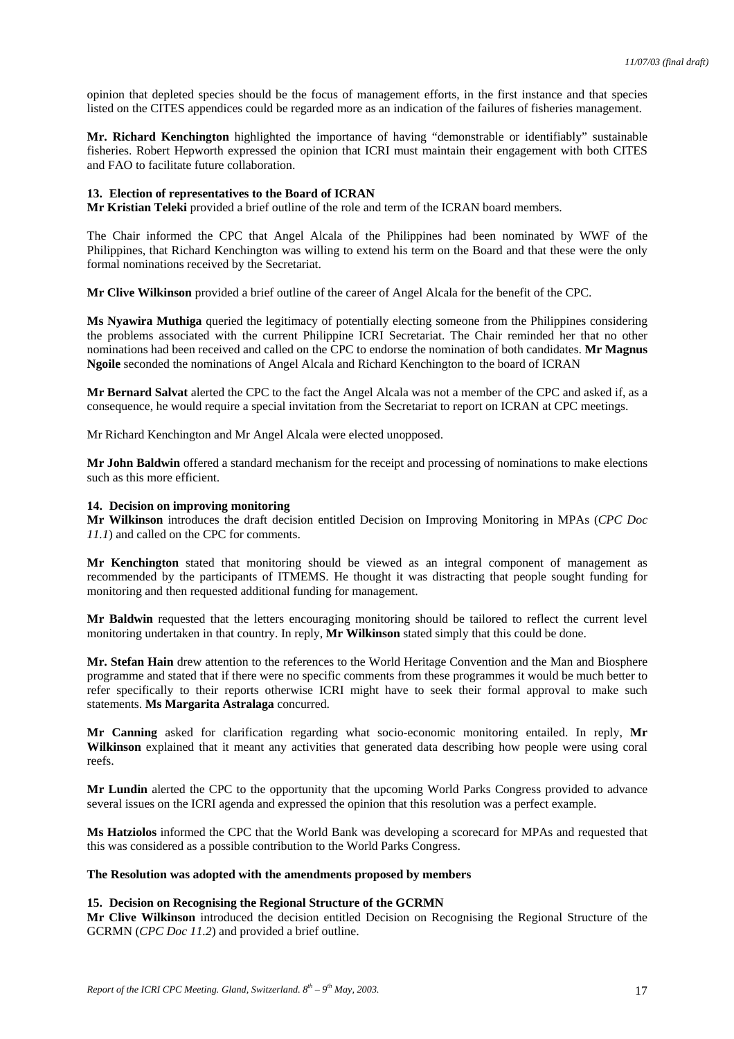opinion that depleted species should be the focus of management efforts, in the first instance and that species listed on the CITES appendices could be regarded more as an indication of the failures of fisheries management.

**Mr. Richard Kenchington** highlighted the importance of having "demonstrable or identifiably" sustainable fisheries. Robert Hepworth expressed the opinion that ICRI must maintain their engagement with both CITES and FAO to facilitate future collaboration.

### 13. Election of representatives to the Board of ICRAN

**Mr Kristian Teleki** provided a brief outline of the role and term of the ICRAN board members.

The Chair informed the CPC that Angel Alcala of the Philippines had been nominated by WWF of the Philippines, that Richard Kenchington was willing to extend his term on the Board and that these were the only formal nominations received by the Secretariat.

**Mr Clive Wilkinson** provided a brief outline of the career of Angel Alcala for the benefit of the CPC.

**Ms Nyawira Muthiga** queried the legitimacy of potentially electing someone from the Philippines considering the problems associated with the current Philippine ICRI Secretariat. The Chair reminded her that no other nominations had been received and called on the CPC to endorse the nomination of both candidates. **Mr Magnus Ngoile** seconded the nominations of Angel Alcala and Richard Kenchington to the board of ICRAN

**Mr Bernard Salvat** alerted the CPC to the fact the Angel Alcala was not a member of the CPC and asked if, as a consequence, he would require a special invitation from the Secretariat to report on ICRAN at CPC meetings.

Mr Richard Kenchington and Mr Angel Alcala were elected unopposed.

**Mr John Baldwin** offered a standard mechanism for the receipt and processing of nominations to make elections such as this more efficient.

### 14. Decision on improving monitoring

**Mr Wilkinson** introduces the draft decision entitled Decision on Improving Monitoring in MPAs (*CPC Doc 11.1*) and called on the CPC for comments.

**Mr Kenchington** stated that monitoring should be viewed as an integral component of management as recommended by the participants of ITMEMS. He thought it was distracting that people sought funding for monitoring and then requested additional funding for management.

**Mr Baldwin** requested that the letters encouraging monitoring should be tailored to reflect the current level monitoring undertaken in that country. In reply, **Mr Wilkinson** stated simply that this could be done.

**Mr. Stefan Hain** drew attention to the references to the World Heritage Convention and the Man and Biosphere programme and stated that if there were no specific comments from these programmes it would be much better to refer specifically to their reports otherwise ICRI might have to seek their formal approval to make such statements. **Ms Margarita Astralaga** concurred.

**Mr Canning** asked for clarification regarding what socio-economic monitoring entailed. In reply, **Mr Wilkinson** explained that it meant any activities that generated data describing how people were using coral reefs.

**Mr Lundin** alerted the CPC to the opportunity that the upcoming World Parks Congress provided to advance several issues on the ICRI agenda and expressed the opinion that this resolution was a perfect example.

**Ms Hatziolos** informed the CPC that the World Bank was developing a scorecard for MPAs and requested that this was considered as a possible contribution to the World Parks Congress.

**The Resolution was adopted with the amendments proposed by members**

### 15. Decision on Recognising the Regional Structure of the GCRMN

**Mr Clive Wilkinson** introduced the decision entitled Decision on Recognising the Regional Structure of the GCRMN (*CPC Doc 11.2*) and provided a brief outline.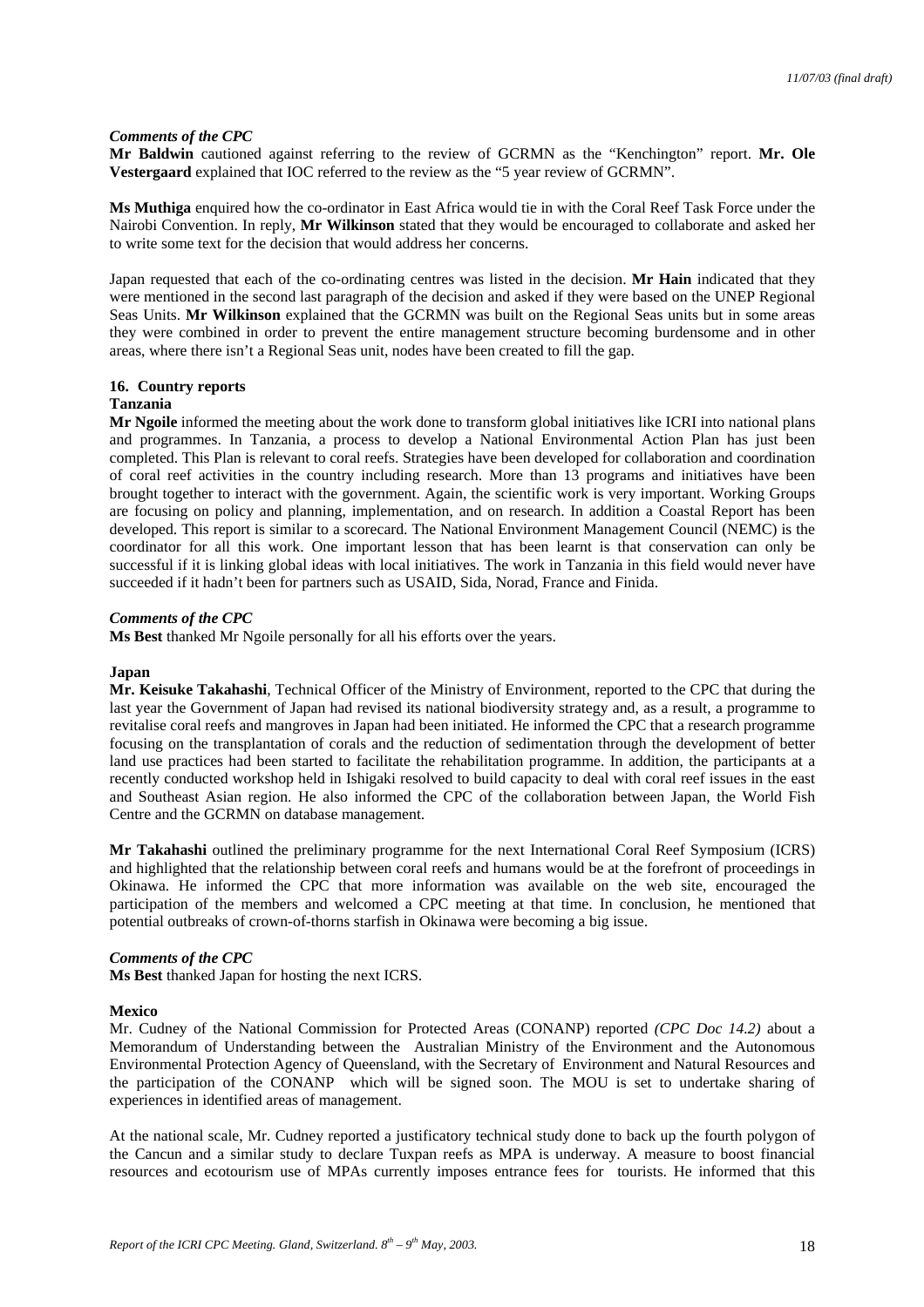*Comments of the CPC*

**Mr Baldwin** cautioned against referring to the review of GCRMN as the "Kenchington" report. **Mr. Ole Vestergaard** explained that IOC referred to the review as the "5 year review of GCRMN".

**Ms Muthiga** enquired how the co-ordinator in East Africa would tie in with the Coral Reef Task Force under the Nairobi Convention. In reply, **Mr Wilkinson** stated that they would be encouraged to collaborate and asked her to write some text for the decision that would address her concerns.

Japan requested that each of the co-ordinating centres was listed in the decision. **Mr Hain** indicated that they were mentioned in the second last paragraph of the decision and asked if they were based on the UNEP Regional Seas Units. **Mr Wilkinson** explained that the GCRMN was built on the Regional Seas units but in some areas they were combined in order to prevent the entire management structure becoming burdensome and in other areas, where there isn't a Regional Seas unit, nodes have been created to fill the gap.

## 16. Country reports

### Tanzania

**Mr Ngoile** informed the meeting about the work done to transform global initiatives like ICRI into national plans and programmes. In Tanzania, a process to develop a National Environmental Action Plan has just been completed. This Plan is relevant to coral reefs. Strategies have been developed for collaboration and coordination of coral reef activities in the country including research. More than 13 programs and initiatives have been brought together to interact with the government. Again, the scientific work is very important. Working Groups are focusing on policy and planning, implementation, and on research. In addition a Coastal Report has been developed. This report is similar to a scorecard. The National Environment Management Council (NEMC) is the coordinator for all this work. One important lesson that has been learnt is that conservation can only be successful if it is linking global ideas with local initiatives. The work in Tanzania in this field would never have succeeded if it hadn't been for partners such as USAID, Sida, Norad, France and Finida.

*Comments of the CPC*

**Ms Best** thanked Mr Ngoile personally for all his efforts over the years.

### Japan

**Mr. Keisuke Takahashi**, Technical Officer of the Ministry of Environment, reported to the CPC that during the last year the Government of Japan had revised its national biodiversity strategy and, as a result, a programme to revitalise coral reefs and mangroves in Japan had been initiated. He informed the CPC that a research programme focusing on the transplantation of corals and the reduction of sedimentation through the development of better land use practices had been started to facilitate the rehabilitation programme. In addition, the participants at a recently conducted workshop held in Ishigaki resolved to build capacity to deal with coral reef issues in the east and Southeast Asian region. He also informed the CPC of the collaboration between Japan, the World Fish Centre and the GCRMN on database management.

**Mr Takahashi** outlined the preliminary programme for the next International Coral Reef Symposium (ICRS) and highlighted that the relationship between coral reefs and humans would be at the forefront of proceedings in Okinawa. He informed the CPC that more information was available on the web site, encouraged the participation of the members and welcomed a CPC meeting at that time. In conclusion, he mentioned that potential outbreaks of crown-of-thorns starfish in Okinawa were becoming a big issue.

*Comments of the CPC*

**Ms Best** thanked Japan for hosting the next ICRS.

### Mexico

Mr. Cudney of the National Commission for Protected Areas (CONANP) reported *(CPC Doc 14.2)* about a Memorandum of Understanding between the Australian Ministry of the Environment and the Autonomous Environmental Protection Agency of Queensland, with the Secretary of Environment and Natural Resources and the participation of the CONANP which will be signed soon. The MOU is set to undertake sharing of experiences in identified areas of management.

At the national scale, Mr. Cudney reported a justificatory technical study done to back up the fourth polygon of the Cancun and a similar study to declare Tuxpan reefs as MPA is underway. A measure to boost financial resources and ecotourism use of MPAs currently imposes entrance fees for tourists. He informed that this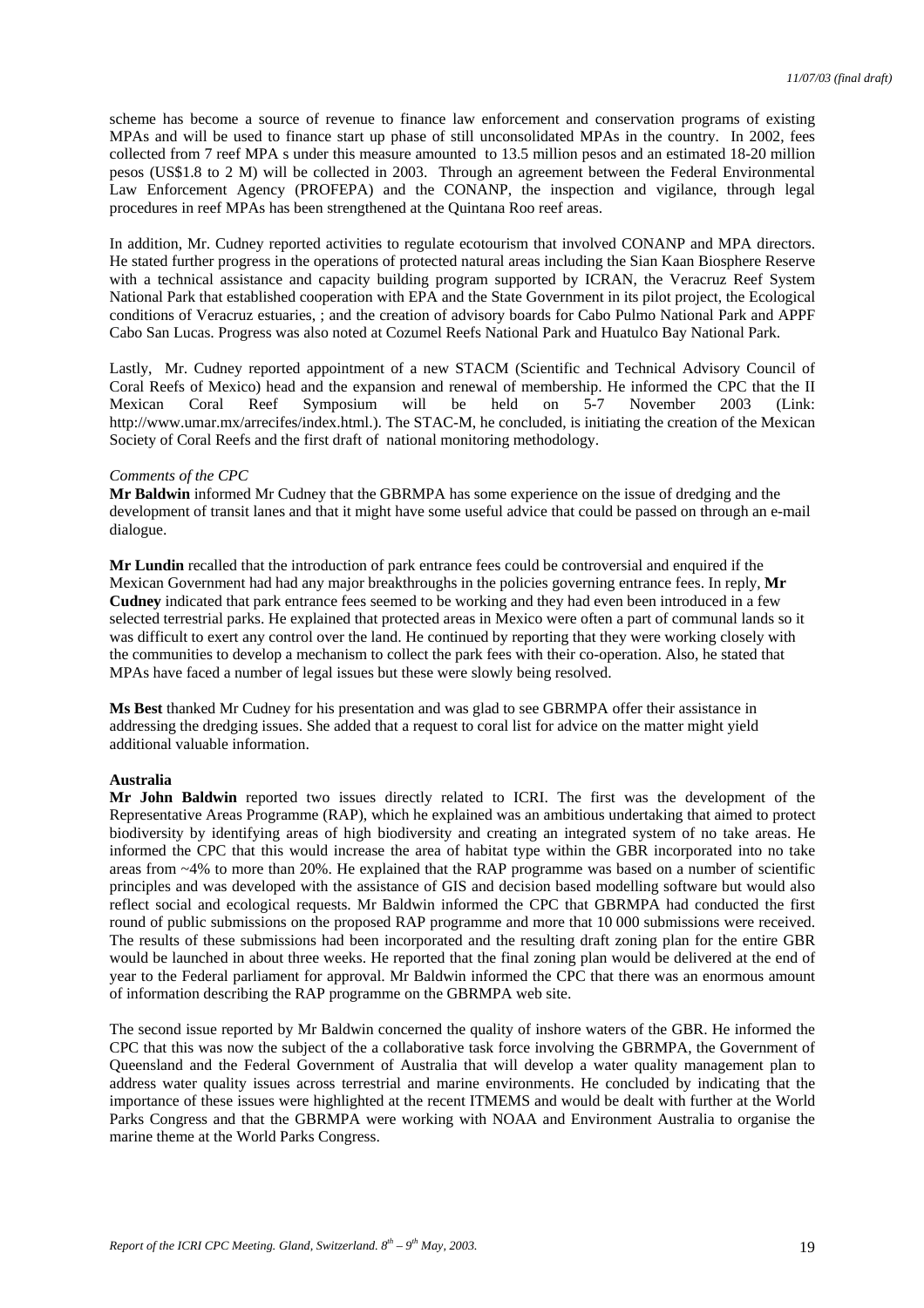scheme has become a source of revenue to finance law enforcement and conservation programs of existing MPAs and will be used to finance start up phase of still unconsolidated MPAs in the country. In 2002, fees collected from 7 reef MPA s under this measure amounted to 13.5 million pesos and an estimated 18-20 million pesos (US$1.8 to 2 M) will be collected in 2003. Through an agreement between the Federal Environmental Law Enforcement Agency (PROFEPA) and the CONANP, the inspection and vigilance, through legal procedures in reef MPAs has been strengthened at the Quintana Roo reef areas.

In addition, Mr. Cudney reported activities to regulate ecotourism that involved CONANP and MPA directors. He stated further progress in the operations of protected natural areas including the Sian Kaan Biosphere Reserve with a technical assistance and capacity building program supported by ICRAN, the Veracruz Reef System National Park that established cooperation with EPA and the State Government in its pilot project, the Ecological conditions of Veracruz estuaries, ; and the creation of advisory boards for Cabo Pulmo National Park and APPF Cabo San Lucas. Progress was also noted at Cozumel Reefs National Park and Huatulco Bay National Park.

Lastly, Mr. Cudney reported appointment of a new STACM (Scientific and Technical Advisory Council of Coral Reefs of Mexico) head and the expansion and renewal of membership. He informed the CPC that the II Mexican Coral Reef Symposium will be held on 5-7 November 2003 (Link: http://www.umar.mx/arrecifes/index.html.). The STAC-M, he concluded, is initiating the creation of the Mexican Society of Coral Reefs and the first draft of national monitoring methodology.

*Comments of the CPC*

**Mr Baldwin** informed Mr Cudney that the GBRMPA has some experience on the issue of dredging and the development of transit lanes and that it might have some useful advice that could be passed on through an e-mail dialogue.

**Mr Lundin** recalled that the introduction of park entrance fees could be controversial and enquired if the Mexican Government had had any major breakthroughs in the policies governing entrance fees. In reply, **Mr Cudney** indicated that park entrance fees seemed to be working and they had even been introduced in a few selected terrestrial parks. He explained that protected areas in Mexico were often a part of communal lands so it was difficult to exert any control over the land. He continued by reporting that they were working closely with the communities to develop a mechanism to collect the park fees with their co-operation. Also, he stated that MPAs have faced a number of legal issues but these were slowly being resolved.

**Ms Best** thanked Mr Cudney for his presentation and was glad to see GBRMPA offer their assistance in addressing the dredging issues. She added that a request to coral list for advice on the matter might yield additional valuable information.

**Australia**

**Mr John Baldwin** reported two issues directly related to ICRI. The first was the development of the Representative Areas Programme (RAP), which he explained was an ambitious undertaking that aimed to protect biodiversity by identifying areas of high biodiversity and creating an integrated system of no take areas. He informed the CPC that this would increase the area of habitat type within the GBR incorporated into no take areas from ~4% to more than 20%. He explained that the RAP programme was based on a number of scientific principles and was developed with the assistance of GIS and decision based modelling software but would also reflect social and ecological requests. Mr Baldwin informed the CPC that GBRMPA had conducted the first round of public submissions on the proposed RAP programme and more that 10 000 submissions were received. The results of these submissions had been incorporated and the resulting draft zoning plan for the entire GBR would be launched in about three weeks. He reported that the final zoning plan would be delivered at the end of year to the Federal parliament for approval. Mr Baldwin informed the CPC that there was an enormous amount of information describing the RAP programme on the GBRMPA web site.

The second issue reported by Mr Baldwin concerned the quality of inshore waters of the GBR. He informed the CPC that this was now the subject of the a collaborative task force involving the GBRMPA, the Government of Queensland and the Federal Government of Australia that will develop a water quality management plan to address water quality issues across terrestrial and marine environments. He concluded by indicating that the importance of these issues were highlighted at the recent ITMEMS and would be dealt with further at the World Parks Congress and that the GBRMPA were working with NOAA and Environment Australia to organise the marine theme at the World Parks Congress.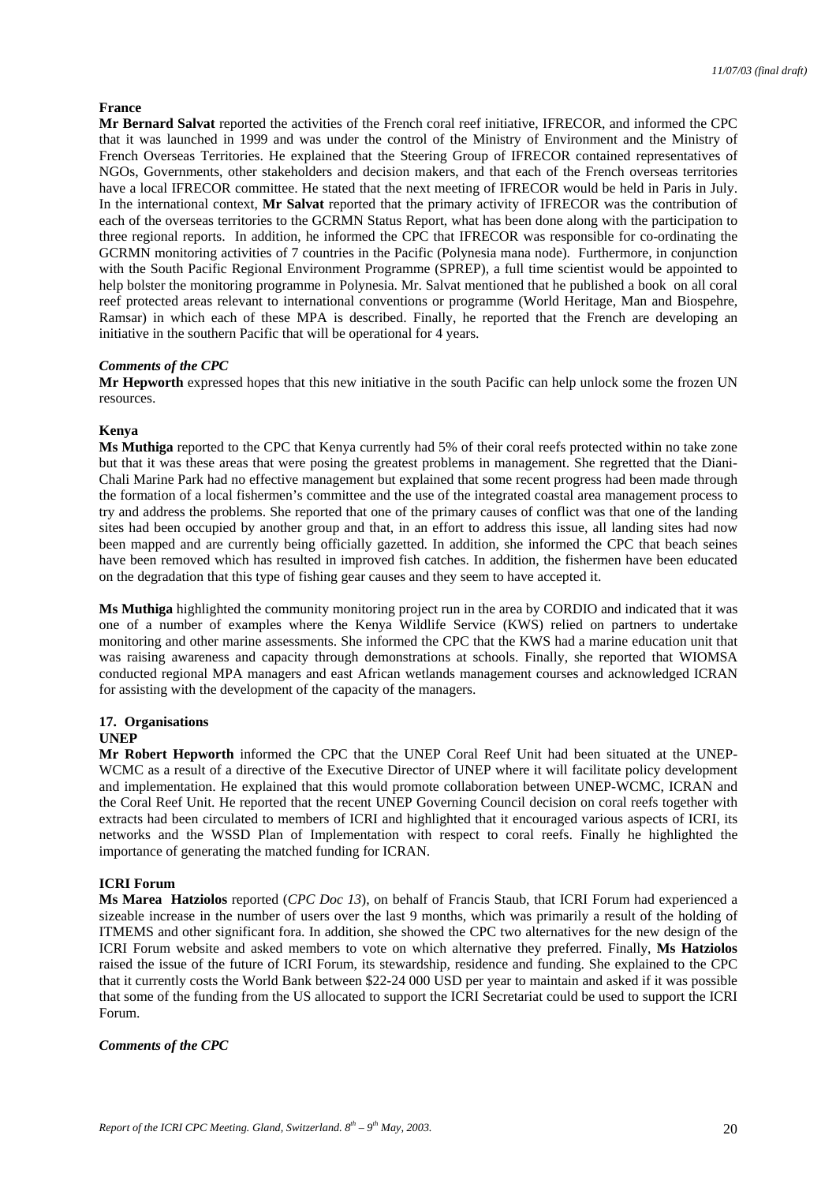**France**

**Mr Bernard Salvat** reported the activities of the French coral reef initiative, IFRECOR, and informed the CPC that it was launched in 1999 and was under the control of the Ministry of Environment and the Ministry of French Overseas Territories. He explained that the Steering Group of IFRECOR contained representatives of NGOs, Governments, other stakeholders and decision makers, and that each of the French overseas territories have a local IFRECOR committee. He stated that the next meeting of IFRECOR would be held in Paris in July. In the international context, **Mr Salvat** reported that the primary activity of IFRECOR was the contribution of each of the overseas territories to the GCRMN Status Report, what has been done along with the participation to three regional reports. In addition, he informed the CPC that IFRECOR was responsible for co-ordinating the GCRMN monitoring activities of 7 countries in the Pacific (Polynesia mana node). Furthermore, in conjunction with the South Pacific Regional Environment Programme (SPREP), a full time scientist would be appointed to help bolster the monitoring programme in Polynesia. Mr. Salvat mentioned that he published a book on all coral reef protected areas relevant to international conventions or programme (World Heritage, Man and Biospehre, Ramsar) in which each of these MPA is described. Finally, he reported that the French are developing an initiative in the southern Pacific that will be operational for 4 years.

***Comments of the CPC***

**Mr Hepworth** expressed hopes that this new initiative in the south Pacific can help unlock some the frozen UN resources.

**Kenya**

**Ms Muthiga** reported to the CPC that Kenya currently had 5% of their coral reefs protected within no take zone but that it was these areas that were posing the greatest problems in management. She regretted that the Diani-Chali Marine Park had no effective management but explained that some recent progress had been made through the formation of a local fishermen's committee and the use of the integrated coastal area management process to try and address the problems. She reported that one of the primary causes of conflict was that one of the landing sites had been occupied by another group and that, in an effort to address this issue, all landing sites had now been mapped and are currently being officially gazetted. In addition, she informed the CPC that beach seines have been removed which has resulted in improved fish catches. In addition, the fishermen have been educated on the degradation that this type of fishing gear causes and they seem to have accepted it.

**Ms Muthiga** highlighted the community monitoring project run in the area by CORDIO and indicated that it was one of a number of examples where the Kenya Wildlife Service (KWS) relied on partners to undertake monitoring and other marine assessments. She informed the CPC that the KWS had a marine education unit that was raising awareness and capacity through demonstrations at schools. Finally, she reported that WIOMSA conducted regional MPA managers and east African wetlands management courses and acknowledged ICRAN for assisting with the development of the capacity of the managers.

**17. Organisations**

**UNEP**

**Mr Robert Hepworth** informed the CPC that the UNEP Coral Reef Unit had been situated at the UNEP-WCMC as a result of a directive of the Executive Director of UNEP where it will facilitate policy development and implementation. He explained that this would promote collaboration between UNEP-WCMC, ICRAN and the Coral Reef Unit. He reported that the recent UNEP Governing Council decision on coral reefs together with extracts had been circulated to members of ICRI and highlighted that it encouraged various aspects of ICRI, its networks and the WSSD Plan of Implementation with respect to coral reefs. Finally he highlighted the importance of generating the matched funding for ICRAN.

**ICRI Forum**

**Ms Marea Hatziolos** reported (*CPC Doc 13*), on behalf of Francis Staub, that ICRI Forum had experienced a sizeable increase in the number of users over the last 9 months, which was primarily a result of the holding of ITMEMS and other significant fora. In addition, she showed the CPC two alternatives for the new design of the ICRI Forum website and asked members to vote on which alternative they preferred. Finally, **Ms Hatziolos** raised the issue of the future of ICRI Forum, its stewardship, residence and funding. She explained to the CPC that it currently costs the World Bank between $22-24 000 USD per year to maintain and asked if it was possible that some of the funding from the US allocated to support the ICRI Secretariat could be used to support the ICRI Forum.

***Comments of the CPC***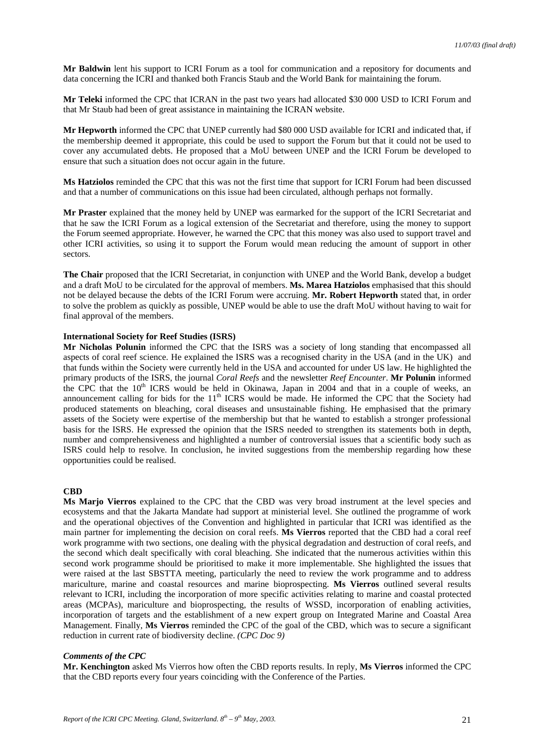**Mr Baldwin** lent his support to ICRI Forum as a tool for communication and a repository for documents and data concerning the ICRI and thanked both Francis Staub and the World Bank for maintaining the forum.

**Mr Teleki** informed the CPC that ICRAN in the past two years had allocated \$30 000 USD to ICRI Forum and that Mr Staub had been of great assistance in maintaining the ICRAN website.

**Mr Hepworth** informed the CPC that UNEP currently had \$80 000 USD available for ICRI and indicated that, if the membership deemed it appropriate, this could be used to support the Forum but that it could not be used to cover any accumulated debts. He proposed that a MoU between UNEP and the ICRI Forum be developed to ensure that such a situation does not occur again in the future.

**Ms Hatziolos** reminded the CPC that this was not the first time that support for ICRI Forum had been discussed and that a number of communications on this issue had been circulated, although perhaps not formally.

**Mr Praster** explained that the money held by UNEP was earmarked for the support of the ICRI Secretariat and that he saw the ICRI Forum as a logical extension of the Secretariat and therefore, using the money to support the Forum seemed appropriate. However, he warned the CPC that this money was also used to support travel and other ICRI activities, so using it to support the Forum would mean reducing the amount of support in other sectors.

**The Chair** proposed that the ICRI Secretariat, in conjunction with UNEP and the World Bank, develop a budget and a draft MoU to be circulated for the approval of members. **Ms. Marea Hatziolos** emphasised that this should not be delayed because the debts of the ICRI Forum were accruing. **Mr. Robert Hepworth** stated that, in order to solve the problem as quickly as possible, UNEP would be able to use the draft MoU without having to wait for final approval of the members.

**International Society for Reef Studies (ISRS)**

**Mr Nicholas Polunin** informed the CPC that the ISRS was a society of long standing that encompassed all aspects of coral reef science. He explained the ISRS was a recognised charity in the USA (and in the UK) and that funds within the Society were currently held in the USA and accounted for under US law. He highlighted the primary products of the ISRS, the journal *Coral Reefs* and the newsletter *Reef Encounter*. **Mr Polunin** informed the CPC that the 10th ICRS would be held in Okinawa, Japan in 2004 and that in a couple of weeks, an announcement calling for bids for the 11th ICRS would be made. He informed the CPC that the Society had produced statements on bleaching, coral diseases and unsustainable fishing. He emphasised that the primary assets of the Society were expertise of the membership but that he wanted to establish a stronger professional basis for the ISRS. He expressed the opinion that the ISRS needed to strengthen its statements both in depth, number and comprehensiveness and highlighted a number of controversial issues that a scientific body such as ISRS could help to resolve. In conclusion, he invited suggestions from the membership regarding how these opportunities could be realised.

**CBD**

**Ms Marjo Vierros** explained to the CPC that the CBD was very broad instrument at the level species and ecosystems and that the Jakarta Mandate had support at ministerial level. She outlined the programme of work and the operational objectives of the Convention and highlighted in particular that ICRI was identified as the main partner for implementing the decision on coral reefs. **Ms Vierros** reported that the CBD had a coral reef work programme with two sections, one dealing with the physical degradation and destruction of coral reefs, and the second which dealt specifically with coral bleaching. She indicated that the numerous activities within this second work programme should be prioritised to make it more implementable. She highlighted the issues that were raised at the last SBSTTA meeting, particularly the need to review the work programme and to address mariculture, marine and coastal resources and marine bioprospecting. **Ms Vierros** outlined several results relevant to ICRI, including the incorporation of more specific activities relating to marine and coastal protected areas (MCPAs), mariculture and bioprospecting, the results of WSSD, incorporation of enabling activities, incorporation of targets and the establishment of a new expert group on Integrated Marine and Coastal Area Management. Finally, **Ms Vierros** reminded the CPC of the goal of the CBD, which was to secure a significant reduction in current rate of biodiversity decline. *(CPC Doc 9)*

***Comments of the CPC***

**Mr. Kenchington** asked Ms Vierros how often the CBD reports results. In reply, **Ms Vierros** informed the CPC that the CBD reports every four years coinciding with the Conference of the Parties.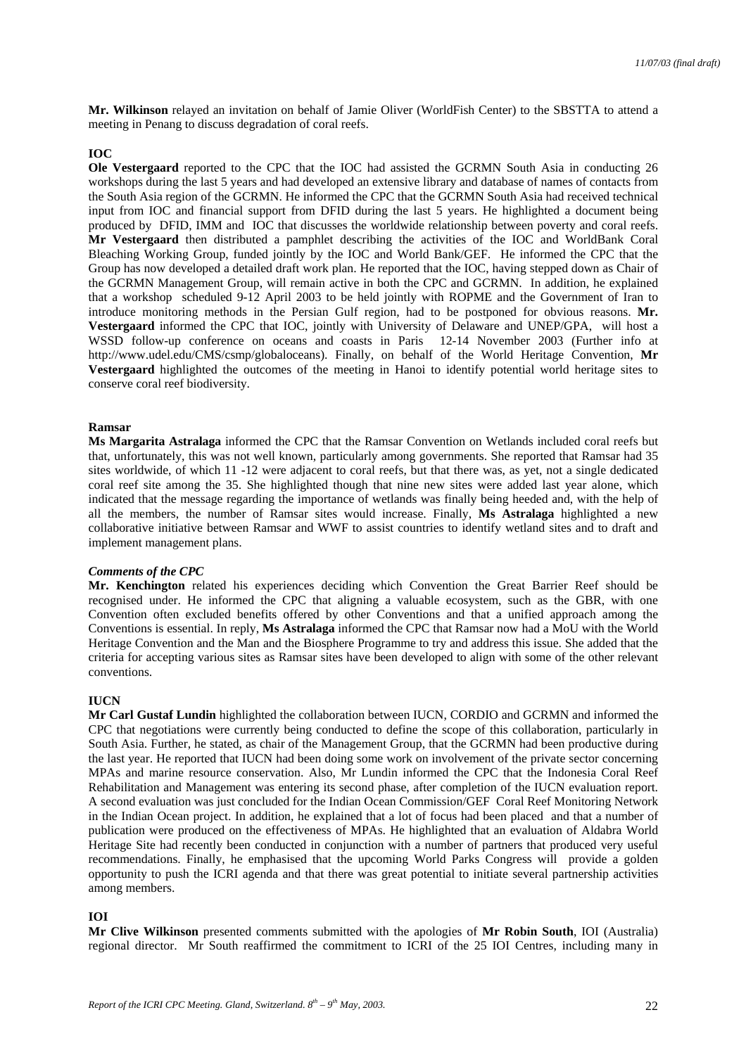**Mr. Wilkinson** relayed an invitation on behalf of Jamie Oliver (WorldFish Center) to the SBSTTA to attend a meeting in Penang to discuss degradation of coral reefs.

**IOC**

**Ole Vestergaard** reported to the CPC that the IOC had assisted the GCRMN South Asia in conducting 26 workshops during the last 5 years and had developed an extensive library and database of names of contacts from the South Asia region of the GCRMN. He informed the CPC that the GCRMN South Asia had received technical input from IOC and financial support from DFID during the last 5 years. He highlighted a document being produced by DFID, IMM and IOC that discusses the worldwide relationship between poverty and coral reefs. **Mr Vestergaard** then distributed a pamphlet describing the activities of the IOC and WorldBank Coral Bleaching Working Group, funded jointly by the IOC and World Bank/GEF. He informed the CPC that the Group has now developed a detailed draft work plan. He reported that the IOC, having stepped down as Chair of the GCRMN Management Group, will remain active in both the CPC and GCRMN. In addition, he explained that a workshop scheduled 9-12 April 2003 to be held jointly with ROPME and the Government of Iran to introduce monitoring methods in the Persian Gulf region, had to be postponed for obvious reasons. **Mr. Vestergaard** informed the CPC that IOC, jointly with University of Delaware and UNEP/GPA, will host a WSSD follow-up conference on oceans and coasts in Paris 12-14 November 2003 (Further info at http://www.udel.edu/CMS/csmp/globaloceans). Finally, on behalf of the World Heritage Convention, **Mr Vestergaard** highlighted the outcomes of the meeting in Hanoi to identify potential world heritage sites to conserve coral reef biodiversity.

**Ramsar**

**Ms Margarita Astralaga** informed the CPC that the Ramsar Convention on Wetlands included coral reefs but that, unfortunately, this was not well known, particularly among governments. She reported that Ramsar had 35 sites worldwide, of which 11 -12 were adjacent to coral reefs, but that there was, as yet, not a single dedicated coral reef site among the 35. She highlighted though that nine new sites were added last year alone, which indicated that the message regarding the importance of wetlands was finally being heeded and, with the help of all the members, the number of Ramsar sites would increase. Finally, **Ms Astralaga** highlighted a new collaborative initiative between Ramsar and WWF to assist countries to identify wetland sites and to draft and implement management plans.

***Comments of the CPC***

**Mr. Kenchington** related his experiences deciding which Convention the Great Barrier Reef should be recognised under. He informed the CPC that aligning a valuable ecosystem, such as the GBR, with one Convention often excluded benefits offered by other Conventions and that a unified approach among the Conventions is essential. In reply, **Ms Astralaga** informed the CPC that Ramsar now had a MoU with the World Heritage Convention and the Man and the Biosphere Programme to try and address this issue. She added that the criteria for accepting various sites as Ramsar sites have been developed to align with some of the other relevant conventions.

**IUCN**

**Mr Carl Gustaf Lundin** highlighted the collaboration between IUCN, CORDIO and GCRMN and informed the CPC that negotiations were currently being conducted to define the scope of this collaboration, particularly in South Asia. Further, he stated, as chair of the Management Group, that the GCRMN had been productive during the last year. He reported that IUCN had been doing some work on involvement of the private sector concerning MPAs and marine resource conservation. Also, Mr Lundin informed the CPC that the Indonesia Coral Reef Rehabilitation and Management was entering its second phase, after completion of the IUCN evaluation report. A second evaluation was just concluded for the Indian Ocean Commission/GEF Coral Reef Monitoring Network in the Indian Ocean project. In addition, he explained that a lot of focus had been placed and that a number of publication were produced on the effectiveness of MPAs. He highlighted that an evaluation of Aldabra World Heritage Site had recently been conducted in conjunction with a number of partners that produced very useful recommendations. Finally, he emphasised that the upcoming World Parks Congress will provide a golden opportunity to push the ICRI agenda and that there was great potential to initiate several partnership activities among members.

**IOI**

**Mr Clive Wilkinson** presented comments submitted with the apologies of **Mr Robin South**, IOI (Australia) regional director. Mr South reaffirmed the commitment to ICRI of the 25 IOI Centres, including many in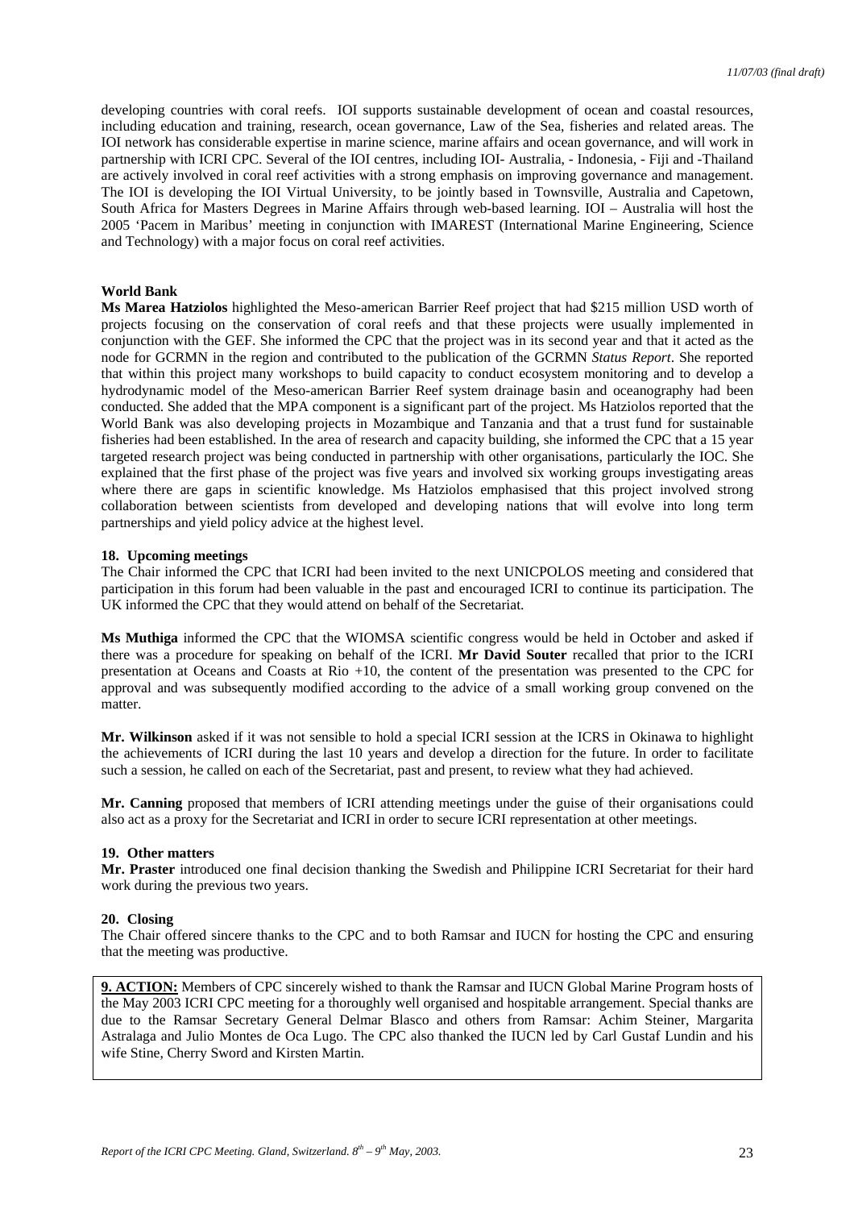developing countries with coral reefs. IOI supports sustainable development of ocean and coastal resources, including education and training, research, ocean governance, Law of the Sea, fisheries and related areas. The IOI network has considerable expertise in marine science, marine affairs and ocean governance, and will work in partnership with ICRI CPC. Several of the IOI centres, including IOI- Australia, - Indonesia, - Fiji and -Thailand are actively involved in coral reef activities with a strong emphasis on improving governance and management. The IOI is developing the IOI Virtual University, to be jointly based in Townsville, Australia and Capetown, South Africa for Masters Degrees in Marine Affairs through web-based learning. IOI – Australia will host the 2005 'Pacem in Maribus' meeting in conjunction with IMAREST (International Marine Engineering, Science and Technology) with a major focus on coral reef activities.

**World Bank**
**Ms Marea Hatziolos** highlighted the Meso-american Barrier Reef project that had \$215 million USD worth of projects focusing on the conservation of coral reefs and that these projects were usually implemented in conjunction with the GEF. She informed the CPC that the project was in its second year and that it acted as the node for GCRMN in the region and contributed to the publication of the GCRMN *Status Report*. She reported that within this project many workshops to build capacity to conduct ecosystem monitoring and to develop a hydrodynamic model of the Meso-american Barrier Reef system drainage basin and oceanography had been conducted. She added that the MPA component is a significant part of the project. Ms Hatziolos reported that the World Bank was also developing projects in Mozambique and Tanzania and that a trust fund for sustainable fisheries had been established. In the area of research and capacity building, she informed the CPC that a 15 year targeted research project was being conducted in partnership with other organisations, particularly the IOC. She explained that the first phase of the project was five years and involved six working groups investigating areas where there are gaps in scientific knowledge. Ms Hatziolos emphasised that this project involved strong collaboration between scientists from developed and developing nations that will evolve into long term partnerships and yield policy advice at the highest level.

**18. Upcoming meetings**
The Chair informed the CPC that ICRI had been invited to the next UNICPOLOS meeting and considered that participation in this forum had been valuable in the past and encouraged ICRI to continue its participation. The UK informed the CPC that they would attend on behalf of the Secretariat.

**Ms Muthiga** informed the CPC that the WIOMSA scientific congress would be held in October and asked if there was a procedure for speaking on behalf of the ICRI. **Mr David Souter** recalled that prior to the ICRI presentation at Oceans and Coasts at Rio +10, the content of the presentation was presented to the CPC for approval and was subsequently modified according to the advice of a small working group convened on the matter.

**Mr. Wilkinson** asked if it was not sensible to hold a special ICRI session at the ICRS in Okinawa to highlight the achievements of ICRI during the last 10 years and develop a direction for the future. In order to facilitate such a session, he called on each of the Secretariat, past and present, to review what they had achieved.

**Mr. Canning** proposed that members of ICRI attending meetings under the guise of their organisations could also act as a proxy for the Secretariat and ICRI in order to secure ICRI representation at other meetings.

**19. Other matters**
**Mr. Praster** introduced one final decision thanking the Swedish and Philippine ICRI Secretariat for their hard work during the previous two years.

**20. Closing**
The Chair offered sincere thanks to the CPC and to both Ramsar and IUCN for hosting the CPC and ensuring that the meeting was productive.

**9. ACTION:** Members of CPC sincerely wished to thank the Ramsar and IUCN Global Marine Program hosts of the May 2003 ICRI CPC meeting for a thoroughly well organised and hospitable arrangement. Special thanks are due to the Ramsar Secretary General Delmar Blasco and others from Ramsar: Achim Steiner, Margarita Astralaga and Julio Montes de Oca Lugo. The CPC also thanked the IUCN led by Carl Gustaf Lundin and his wife Stine, Cherry Sword and Kirsten Martin.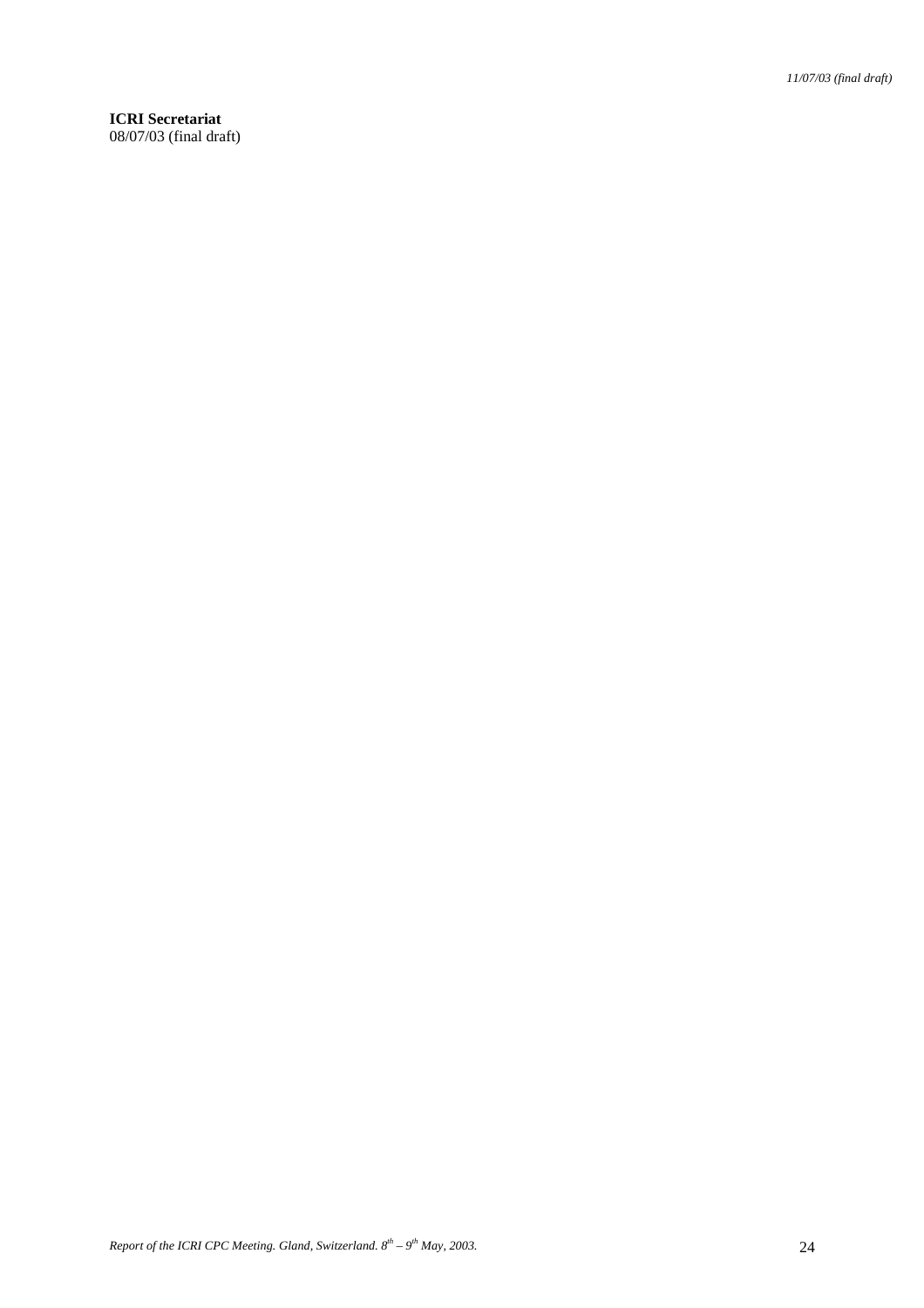**ICRI Secretariat**
08/07/03 (final draft)